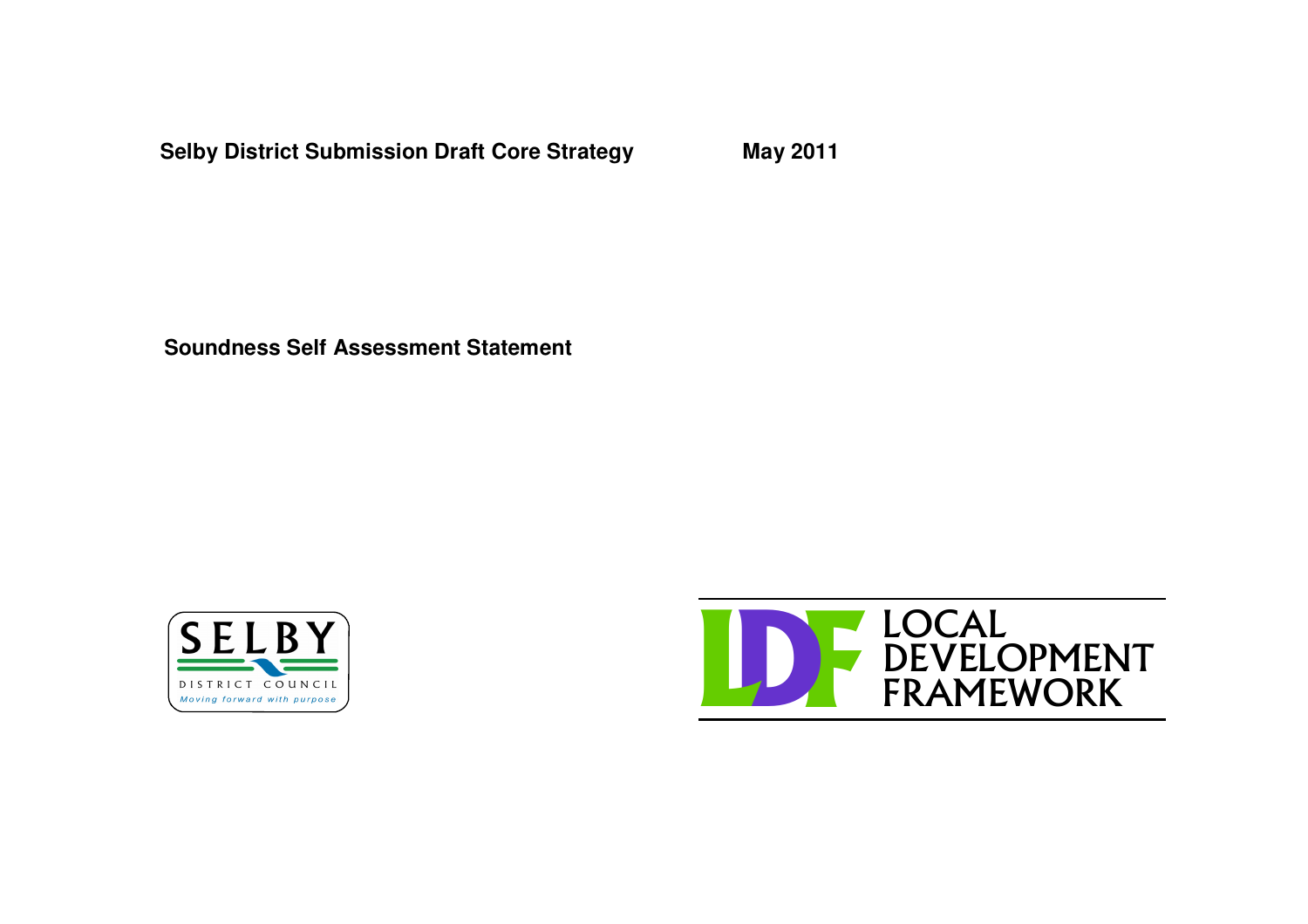**Selby District Submission Draft Core Strategy** **May 2011**

# Soundness Self Assessment Statement

SELBY DISTRICT COUNCIL

*Moving forward with purpose*

LDF LOCAL DEVELOPMENT FRAMEWORK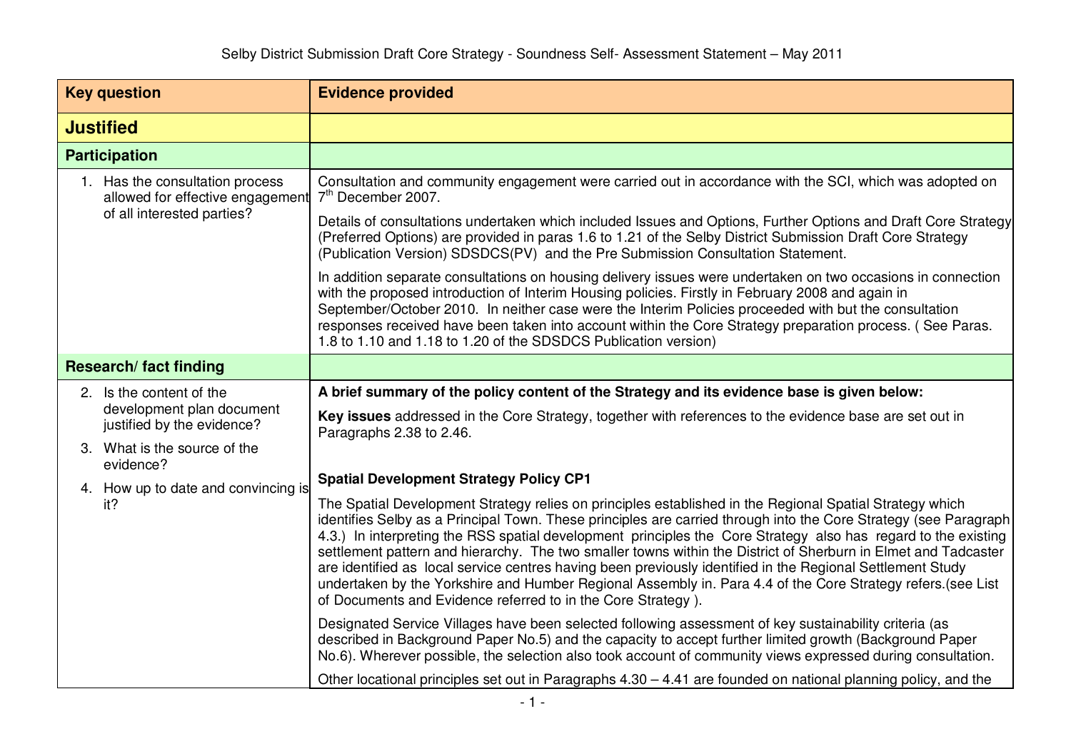| Key question | Evidence provided |
|---|---|
| **Justified** | |
| **Participation** | |
| 1. Has the consultation process allowed for effective engagement of all interested parties? | Consultation and community engagement were carried out in accordance with the SCI, which was adopted on 7th December 2007.<br><br>Details of consultations undertaken which included Issues and Options, Further Options and Draft Core Strategy (Preferred Options) are provided in paras 1.6 to 1.21 of the Selby District Submission Draft Core Strategy (Publication Version) SDSDCS(PV) and the Pre Submission Consultation Statement.<br><br>In addition separate consultations on housing delivery issues were undertaken on two occasions in connection with the proposed introduction of Interim Housing policies. Firstly in February 2008 and again in September/October 2010. In neither case were the Interim Policies proceeded with but the consultation responses received have been taken into account within the Core Strategy preparation process. ( See Paras. 1.8 to 1.10 and 1.18 to 1.20 of the SDSDCS Publication version) |
| **Research/ fact finding** | |
| 2. Is the content of the development plan document justified by the evidence?<br><br>3. What is the source of the evidence?<br><br>4. How up to date and convincing is it? | **A brief summary of the policy content of the Strategy and its evidence base is given below:**<br><br>**Key issues** addressed in the Core Strategy, together with references to the evidence base are set out in Paragraphs 2.38 to 2.46.<br><br>**Spatial Development Strategy Policy CP1**<br><br>The Spatial Development Strategy relies on principles established in the Regional Spatial Strategy which identifies Selby as a Principal Town. These principles are carried through into the Core Strategy (see Paragraph 4.3.) In interpreting the RSS spatial development principles the Core Strategy also has regard to the existing settlement pattern and hierarchy. The two smaller towns within the District of Sherburn in Elmet and Tadcaster are identified as local service centres having been previously identified in the Regional Settlement Study undertaken by the Yorkshire and Humber Regional Assembly in. Para 4.4 of the Core Strategy refers.(see List of Documents and Evidence referred to in the Core Strategy ).<br><br>Designated Service Villages have been selected following assessment of key sustainability criteria (as described in Background Paper No.5) and the capacity to accept further limited growth (Background Paper No.6). Wherever possible, the selection also took account of community views expressed during consultation.<br><br>Other locational principles set out in Paragraphs 4.30 – 4.41 are founded on national planning policy, and the |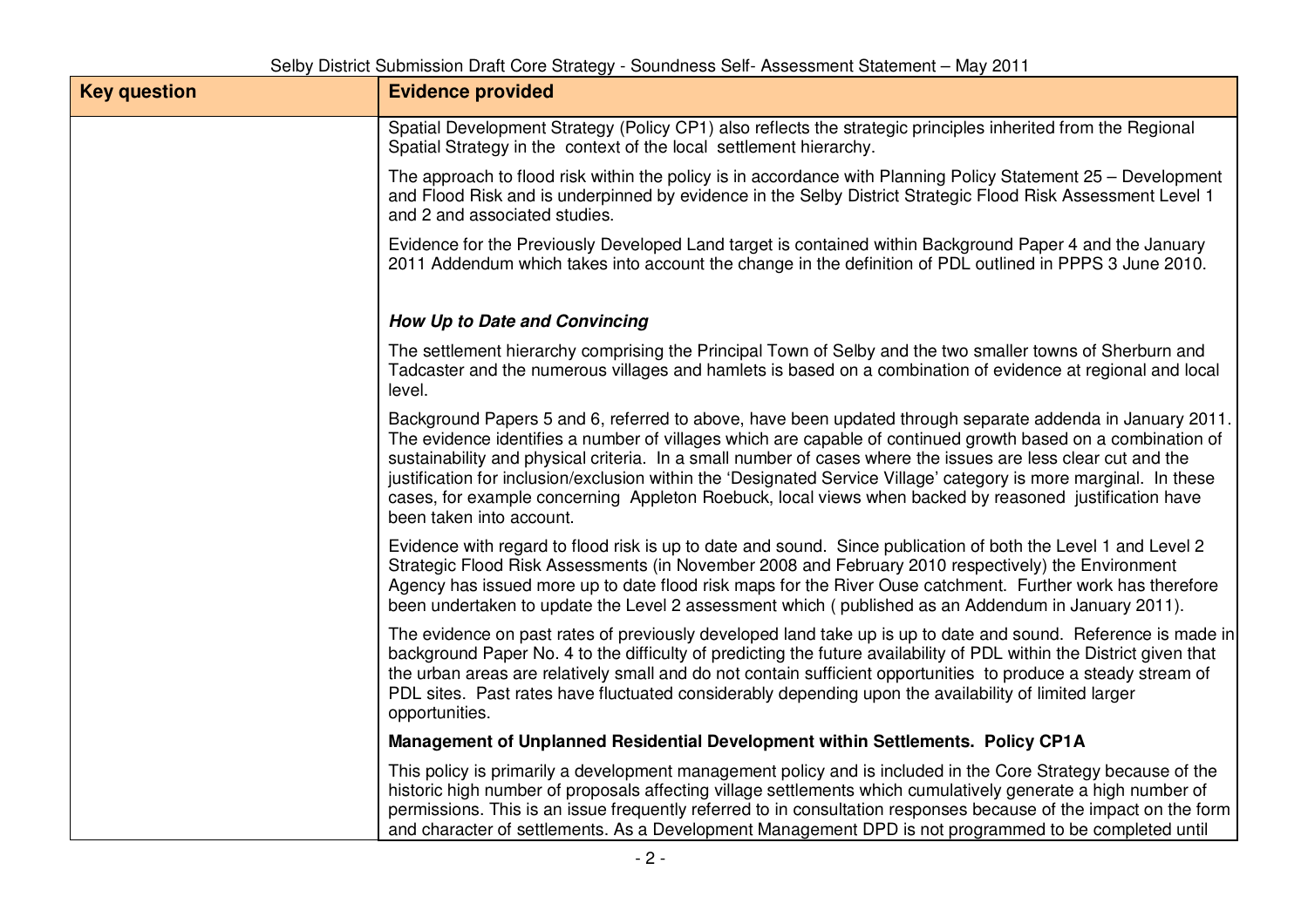| Key question | Evidence provided |
| --- | --- |
| | Spatial Development Strategy (Policy CP1) also reflects the strategic principles inherited from the Regional Spatial Strategy in the context of the local settlement hierarchy.<br><br>The approach to flood risk within the policy is in accordance with Planning Policy Statement 25 – Development and Flood Risk and is underpinned by evidence in the Selby District Strategic Flood Risk Assessment Level 1 and 2 and associated studies.<br><br>Evidence for the Previously Developed Land target is contained within Background Paper 4 and the January 2011 Addendum which takes into account the change in the definition of PDL outlined in PPPS 3 June 2010.<br><br>***How Up to Date and Convincing***<br><br>The settlement hierarchy comprising the Principal Town of Selby and the two smaller towns of Sherburn and Tadcaster and the numerous villages and hamlets is based on a combination of evidence at regional and local level.<br><br>Background Papers 5 and 6, referred to above, have been updated through separate addenda in January 2011. The evidence identifies a number of villages which are capable of continued growth based on a combination of sustainability and physical criteria. In a small number of cases where the issues are less clear cut and the justification for inclusion/exclusion within the 'Designated Service Village' category is more marginal. In these cases, for example concerning Appleton Roebuck, local views when backed by reasoned justification have been taken into account.<br><br>Evidence with regard to flood risk is up to date and sound. Since publication of both the Level 1 and Level 2 Strategic Flood Risk Assessments (in November 2008 and February 2010 respectively) the Environment Agency has issued more up to date flood risk maps for the River Ouse catchment. Further work has therefore been undertaken to update the Level 2 assessment which ( published as an Addendum in January 2011).<br><br>The evidence on past rates of previously developed land take up is up to date and sound. Reference is made in background Paper No. 4 to the difficulty of predicting the future availability of PDL within the District given that the urban areas are relatively small and do not contain sufficient opportunities to produce a steady stream of PDL sites. Past rates have fluctuated considerably depending upon the availability of limited larger opportunities.<br><br>**Management of Unplanned Residential Development within Settlements. Policy CP1A**<br><br>This policy is primarily a development management policy and is included in the Core Strategy because of the historic high number of proposals affecting village settlements which cumulatively generate a high number of permissions. This is an issue frequently referred to in consultation responses because of the impact on the form and character of settlements. As a Development Management DPD is not programmed to be completed until |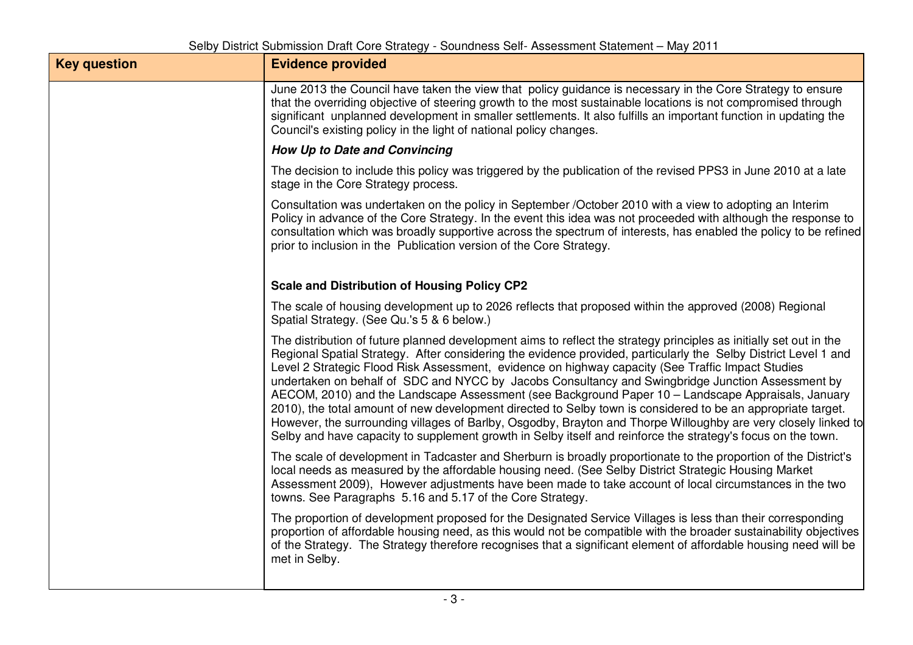| Key question | Evidence provided |
| --- | --- |
| | June 2013 the Council have taken the view that policy guidance is necessary in the Core Strategy to ensure that the overriding objective of steering growth to the most sustainable locations is not compromised through significant unplanned development in smaller settlements. It also fulfills an important function in updating the Council's existing policy in the light of national policy changes.<br><br>***How Up to Date and Convincing***<br><br>The decision to include this policy was triggered by the publication of the revised PPS3 in June 2010 at a late stage in the Core Strategy process.<br><br>Consultation was undertaken on the policy in September /October 2010 with a view to adopting an Interim Policy in advance of the Core Strategy. In the event this idea was not proceeded with although the response to consultation which was broadly supportive across the spectrum of interests, has enabled the policy to be refined prior to inclusion in the Publication version of the Core Strategy.<br><br>**Scale and Distribution of Housing Policy CP2**<br><br>The scale of housing development up to 2026 reflects that proposed within the approved (2008) Regional Spatial Strategy. (See Qu.'s 5 & 6 below.)<br><br>The distribution of future planned development aims to reflect the strategy principles as initially set out in the Regional Spatial Strategy. After considering the evidence provided, particularly the Selby District Level 1 and Level 2 Strategic Flood Risk Assessment, evidence on highway capacity (See Traffic Impact Studies undertaken on behalf of SDC and NYCC by Jacobs Consultancy and Swingbridge Junction Assessment by AECOM, 2010) and the Landscape Assessment (see Background Paper 10 – Landscape Appraisals, January 2010), the total amount of new development directed to Selby town is considered to be an appropriate target. However, the surrounding villages of Barlby, Osgodby, Brayton and Thorpe Willoughby are very closely linked to Selby and have capacity to supplement growth in Selby itself and reinforce the strategy's focus on the town.<br><br>The scale of development in Tadcaster and Sherburn is broadly proportionate to the proportion of the District's local needs as measured by the affordable housing need. (See Selby District Strategic Housing Market Assessment 2009), However adjustments have been made to take account of local circumstances in the two towns. See Paragraphs 5.16 and 5.17 of the Core Strategy.<br><br>The proportion of development proposed for the Designated Service Villages is less than their corresponding proportion of affordable housing need, as this would not be compatible with the broader sustainability objectives of the Strategy. The Strategy therefore recognises that a significant element of affordable housing need will be met in Selby. |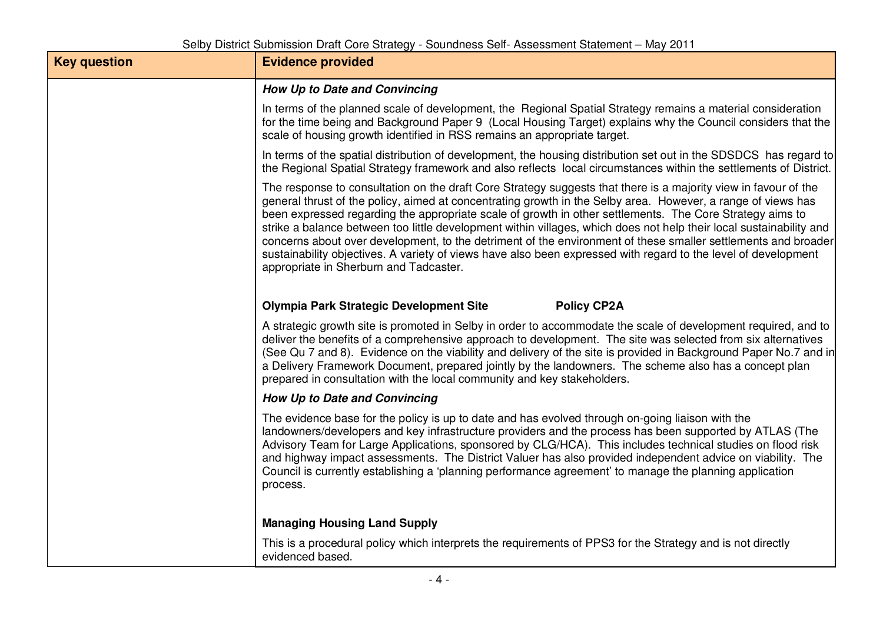| Key question | Evidence provided |
| --- | --- |
| | ***How Up to Date and Convincing***<br><br>In terms of the planned scale of development, the Regional Spatial Strategy remains a material consideration for the time being and Background Paper 9 (Local Housing Target) explains why the Council considers that the scale of housing growth identified in RSS remains an appropriate target.<br><br>In terms of the spatial distribution of development, the housing distribution set out in the SDSDCS has regard to the Regional Spatial Strategy framework and also reflects local circumstances within the settlements of District.<br><br>The response to consultation on the draft Core Strategy suggests that there is a majority view in favour of the general thrust of the policy, aimed at concentrating growth in the Selby area. However, a range of views has been expressed regarding the appropriate scale of growth in other settlements. The Core Strategy aims to strike a balance between too little development within villages, which does not help their local sustainability and concerns about over development, to the detriment of the environment of these smaller settlements and broader sustainability objectives. A variety of views have also been expressed with regard to the level of development appropriate in Sherburn and Tadcaster.<br><br>**Olympia Park Strategic Development Site** **Policy CP2A**<br><br>A strategic growth site is promoted in Selby in order to accommodate the scale of development required, and to deliver the benefits of a comprehensive approach to development. The site was selected from six alternatives (See Qu 7 and 8). Evidence on the viability and delivery of the site is provided in Background Paper No.7 and in a Delivery Framework Document, prepared jointly by the landowners. The scheme also has a concept plan prepared in consultation with the local community and key stakeholders.<br><br>***How Up to Date and Convincing***<br><br>The evidence base for the policy is up to date and has evolved through on-going liaison with the landowners/developers and key infrastructure providers and the process has been supported by ATLAS (The Advisory Team for Large Applications, sponsored by CLG/HCA). This includes technical studies on flood risk and highway impact assessments. The District Valuer has also provided independent advice on viability. The Council is currently establishing a 'planning performance agreement' to manage the planning application process.<br><br>**Managing Housing Land Supply**<br><br>This is a procedural policy which interprets the requirements of PPS3 for the Strategy and is not directly evidenced based. |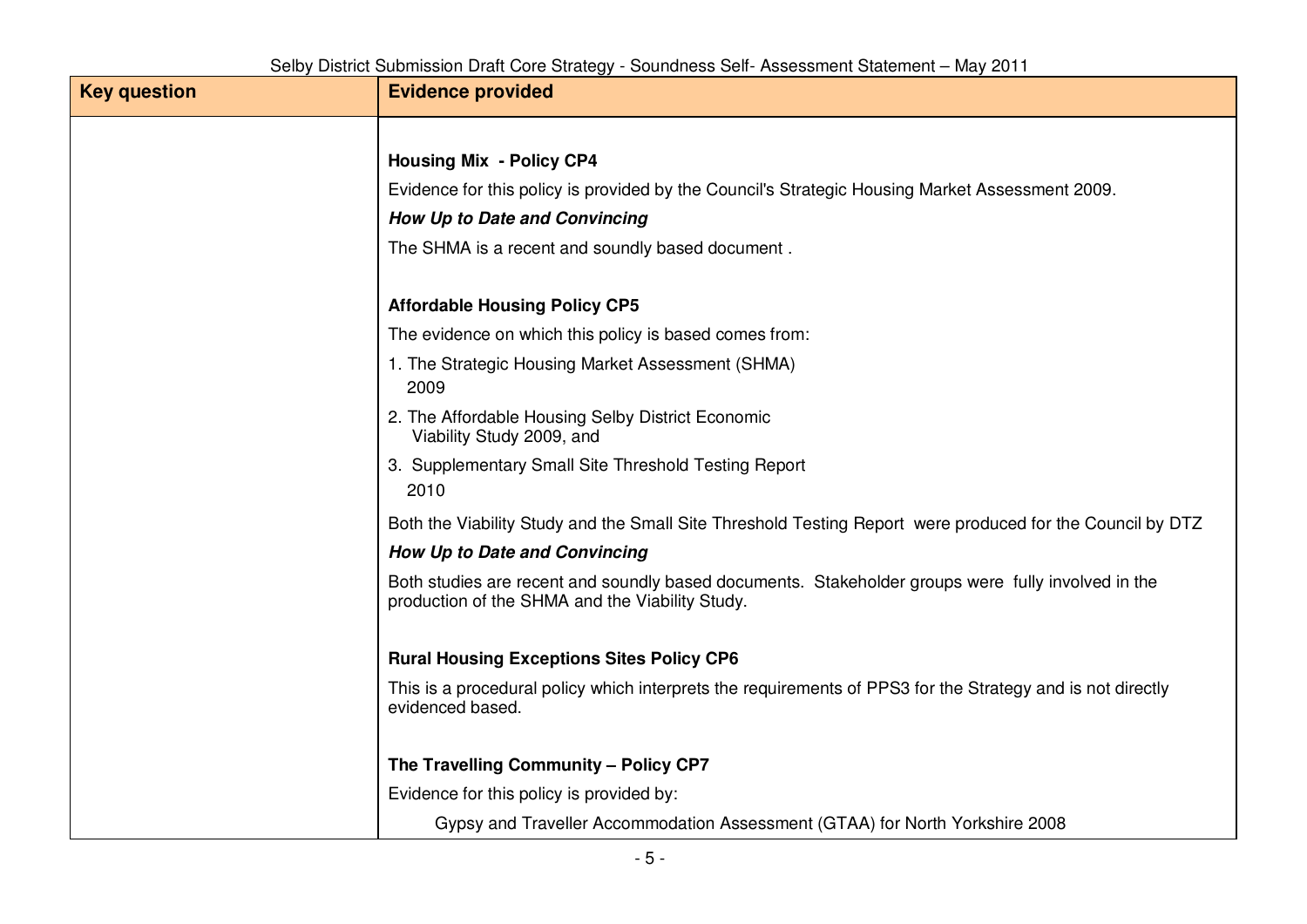| Key question | Evidence provided |
| --- | --- |
| | **Housing Mix - Policy CP4**<br><br>Evidence for this policy is provided by the Council's Strategic Housing Market Assessment 2009.<br><br>***How Up to Date and Convincing***<br><br>The SHMA is a recent and soundly based document .<br><br>**Affordable Housing Policy CP5**<br><br>The evidence on which this policy is based comes from:<br><br>1. The Strategic Housing Market Assessment (SHMA) 2009<br>2. The Affordable Housing Selby District Economic Viability Study 2009, and<br>3. Supplementary Small Site Threshold Testing Report 2010<br><br>Both the Viability Study and the Small Site Threshold Testing Report were produced for the Council by DTZ<br><br>***How Up to Date and Convincing***<br><br>Both studies are recent and soundly based documents. Stakeholder groups were fully involved in the production of the SHMA and the Viability Study.<br><br>**Rural Housing Exceptions Sites Policy CP6**<br><br>This is a procedural policy which interprets the requirements of PPS3 for the Strategy and is not directly evidenced based.<br><br>**The Travelling Community – Policy CP7**<br><br>Evidence for this policy is provided by:<br><br>Gypsy and Traveller Accommodation Assessment (GTAA) for North Yorkshire 2008 |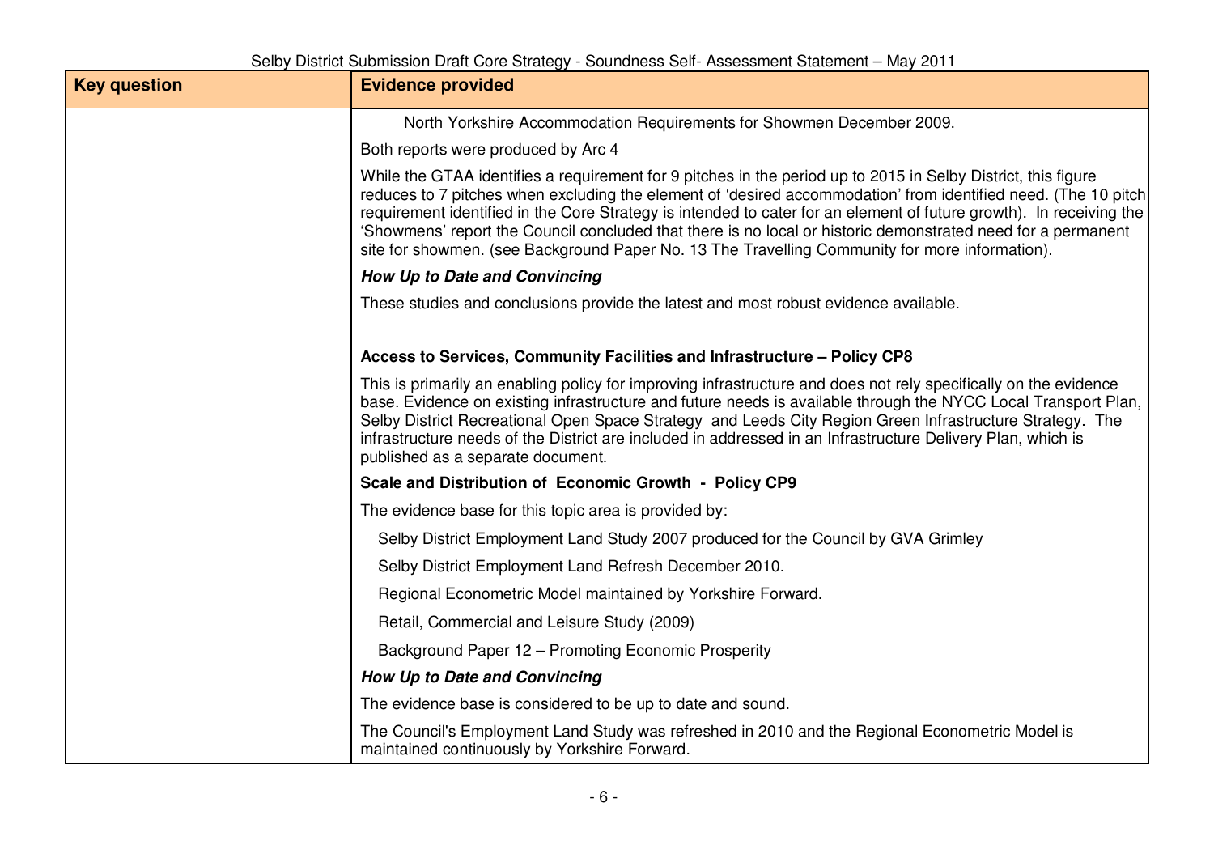| Key question | Evidence provided |
|---|---|
| | North Yorkshire Accommodation Requirements for Showmen December 2009.<br><br>Both reports were produced by Arc 4<br><br>While the GTAA identifies a requirement for 9 pitches in the period up to 2015 in Selby District, this figure reduces to 7 pitches when excluding the element of 'desired accommodation' from identified need. (The 10 pitch requirement identified in the Core Strategy is intended to cater for an element of future growth). In receiving the 'Showmens' report the Council concluded that there is no local or historic demonstrated need for a permanent site for showmen. (see Background Paper No. 13 The Travelling Community for more information).<br><br>***How Up to Date and Convincing***<br><br>These studies and conclusions provide the latest and most robust evidence available.<br><br>**Access to Services, Community Facilities and Infrastructure – Policy CP8**<br><br>This is primarily an enabling policy for improving infrastructure and does not rely specifically on the evidence base. Evidence on existing infrastructure and future needs is available through the NYCC Local Transport Plan, Selby District Recreational Open Space Strategy and Leeds City Region Green Infrastructure Strategy. The infrastructure needs of the District are included in addressed in an Infrastructure Delivery Plan, which is published as a separate document.<br><br>**Scale and Distribution of Economic Growth - Policy CP9**<br><br>The evidence base for this topic area is provided by:<br><br>Selby District Employment Land Study 2007 produced for the Council by GVA Grimley<br><br>Selby District Employment Land Refresh December 2010.<br><br>Regional Econometric Model maintained by Yorkshire Forward.<br><br>Retail, Commercial and Leisure Study (2009)<br><br>Background Paper 12 – Promoting Economic Prosperity<br><br>***How Up to Date and Convincing***<br><br>The evidence base is considered to be up to date and sound.<br><br>The Council's Employment Land Study was refreshed in 2010 and the Regional Econometric Model is maintained continuously by Yorkshire Forward. |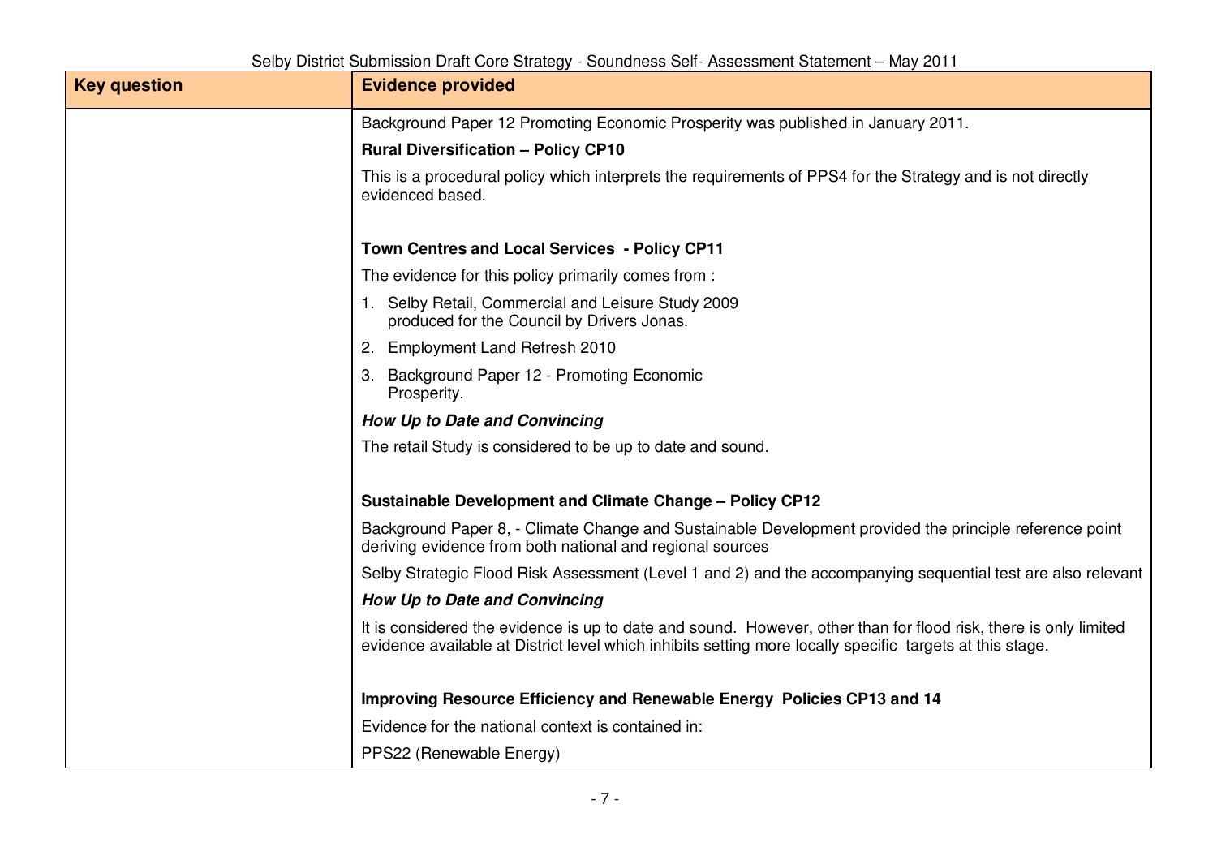| Key question | Evidence provided |
|---|---|
| | Background Paper 12 Promoting Economic Prosperity was published in January 2011.<br><br>**Rural Diversification – Policy CP10**<br><br>This is a procedural policy which interprets the requirements of PPS4 for the Strategy and is not directly evidenced based.<br><br>**Town Centres and Local Services - Policy CP11**<br><br>The evidence for this policy primarily comes from :<br><br>1. Selby Retail, Commercial and Leisure Study 2009 produced for the Council by Drivers Jonas.<br>2. Employment Land Refresh 2010<br>3. Background Paper 12 - Promoting Economic Prosperity.<br><br>***How Up to Date and Convincing***<br><br>The retail Study is considered to be up to date and sound.<br><br>**Sustainable Development and Climate Change – Policy CP12**<br><br>Background Paper 8, - Climate Change and Sustainable Development provided the principle reference point deriving evidence from both national and regional sources<br><br>Selby Strategic Flood Risk Assessment (Level 1 and 2) and the accompanying sequential test are also relevant<br><br>***How Up to Date and Convincing***<br><br>It is considered the evidence is up to date and sound. However, other than for flood risk, there is only limited evidence available at District level which inhibits setting more locally specific targets at this stage.<br><br>**Improving Resource Efficiency and Renewable Energy Policies CP13 and 14**<br><br>Evidence for the national context is contained in:<br><br>PPS22 (Renewable Energy) |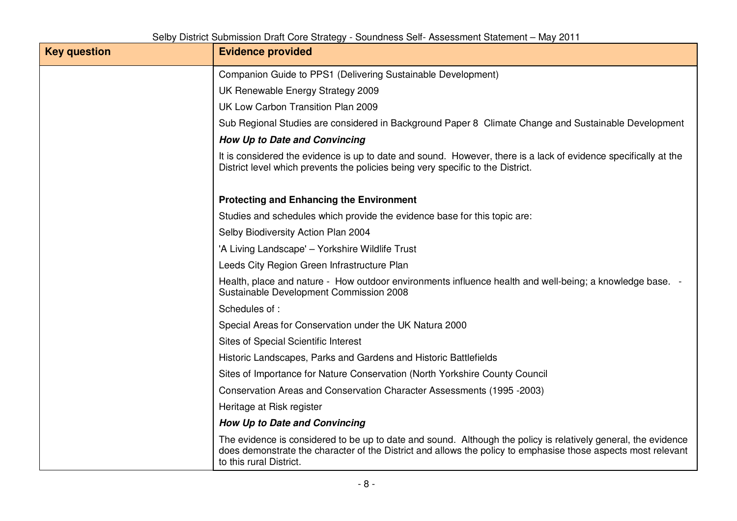| Key question | Evidence provided |
| --- | --- |
| | Companion Guide to PPS1 (Delivering Sustainable Development)<br><br>UK Renewable Energy Strategy 2009<br><br>UK Low Carbon Transition Plan 2009<br><br>Sub Regional Studies are considered in Background Paper 8 Climate Change and Sustainable Development<br><br>***How Up to Date and Convincing***<br><br>It is considered the evidence is up to date and sound. However, there is a lack of evidence specifically at the District level which prevents the policies being very specific to the District.<br><br>**Protecting and Enhancing the Environment**<br><br>Studies and schedules which provide the evidence base for this topic are:<br><br>Selby Biodiversity Action Plan 2004<br><br>'A Living Landscape' – Yorkshire Wildlife Trust<br><br>Leeds City Region Green Infrastructure Plan<br><br>Health, place and nature - How outdoor environments influence health and well-being; a knowledge base. - Sustainable Development Commission 2008<br><br>Schedules of :<br><br>Special Areas for Conservation under the UK Natura 2000<br><br>Sites of Special Scientific Interest<br><br>Historic Landscapes, Parks and Gardens and Historic Battlefields<br><br>Sites of Importance for Nature Conservation (North Yorkshire County Council<br><br>Conservation Areas and Conservation Character Assessments (1995 -2003)<br><br>Heritage at Risk register<br><br>***How Up to Date and Convincing***<br><br>The evidence is considered to be up to date and sound. Although the policy is relatively general, the evidence does demonstrate the character of the District and allows the policy to emphasise those aspects most relevant to this rural District. |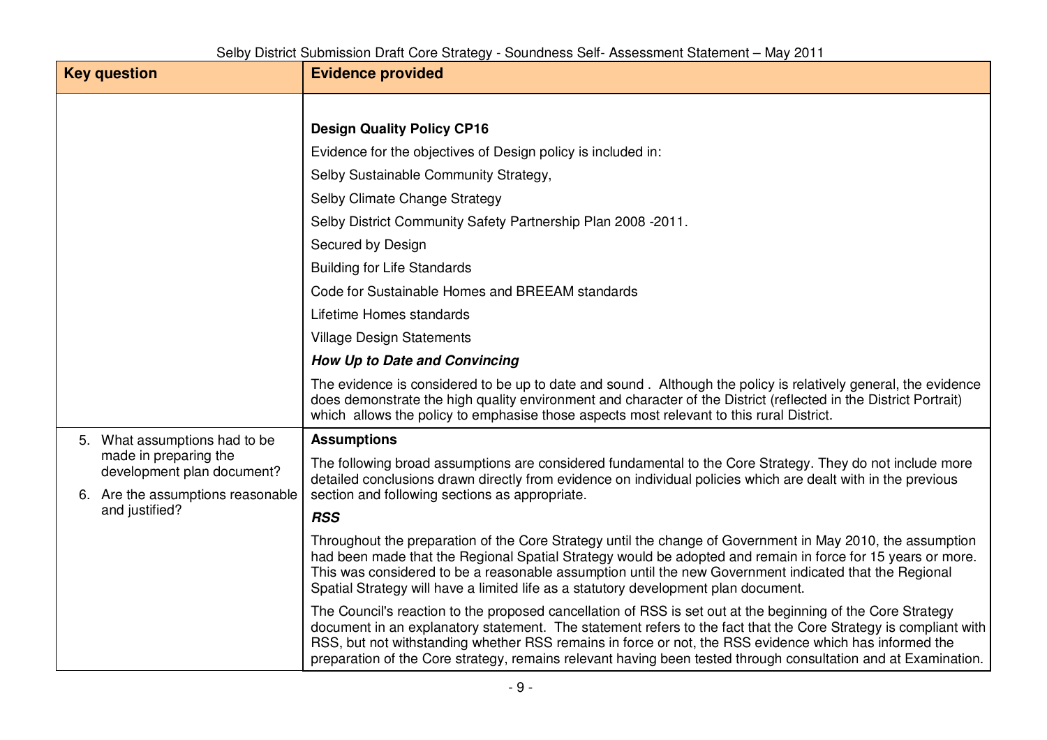| Key question | Evidence provided |
|---|---|
| | **Design Quality Policy CP16**<br><br>Evidence for the objectives of Design policy is included in:<br><br>Selby Sustainable Community Strategy,<br><br>Selby Climate Change Strategy<br><br>Selby District Community Safety Partnership Plan 2008 -2011.<br><br>Secured by Design<br><br>Building for Life Standards<br><br>Code for Sustainable Homes and BREEAM standards<br><br>Lifetime Homes standards<br><br>Village Design Statements<br><br>***How Up to Date and Convincing***<br><br>The evidence is considered to be up to date and sound . Although the policy is relatively general, the evidence does demonstrate the high quality environment and character of the District (reflected in the District Portrait) which allows the policy to emphasise those aspects most relevant to this rural District. |
| 5. What assumptions had to be made in preparing the development plan document?<br><br>6. Are the assumptions reasonable and justified? | **Assumptions**<br><br>The following broad assumptions are considered fundamental to the Core Strategy. They do not include more detailed conclusions drawn directly from evidence on individual policies which are dealt with in the previous section and following sections as appropriate.<br><br>***RSS***<br><br>Throughout the preparation of the Core Strategy until the change of Government in May 2010, the assumption had been made that the Regional Spatial Strategy would be adopted and remain in force for 15 years or more. This was considered to be a reasonable assumption until the new Government indicated that the Regional Spatial Strategy will have a limited life as a statutory development plan document.<br><br>The Council's reaction to the proposed cancellation of RSS is set out at the beginning of the Core Strategy document in an explanatory statement. The statement refers to the fact that the Core Strategy is compliant with RSS, but not withstanding whether RSS remains in force or not, the RSS evidence which has informed the preparation of the Core strategy, remains relevant having been tested through consultation and at Examination. |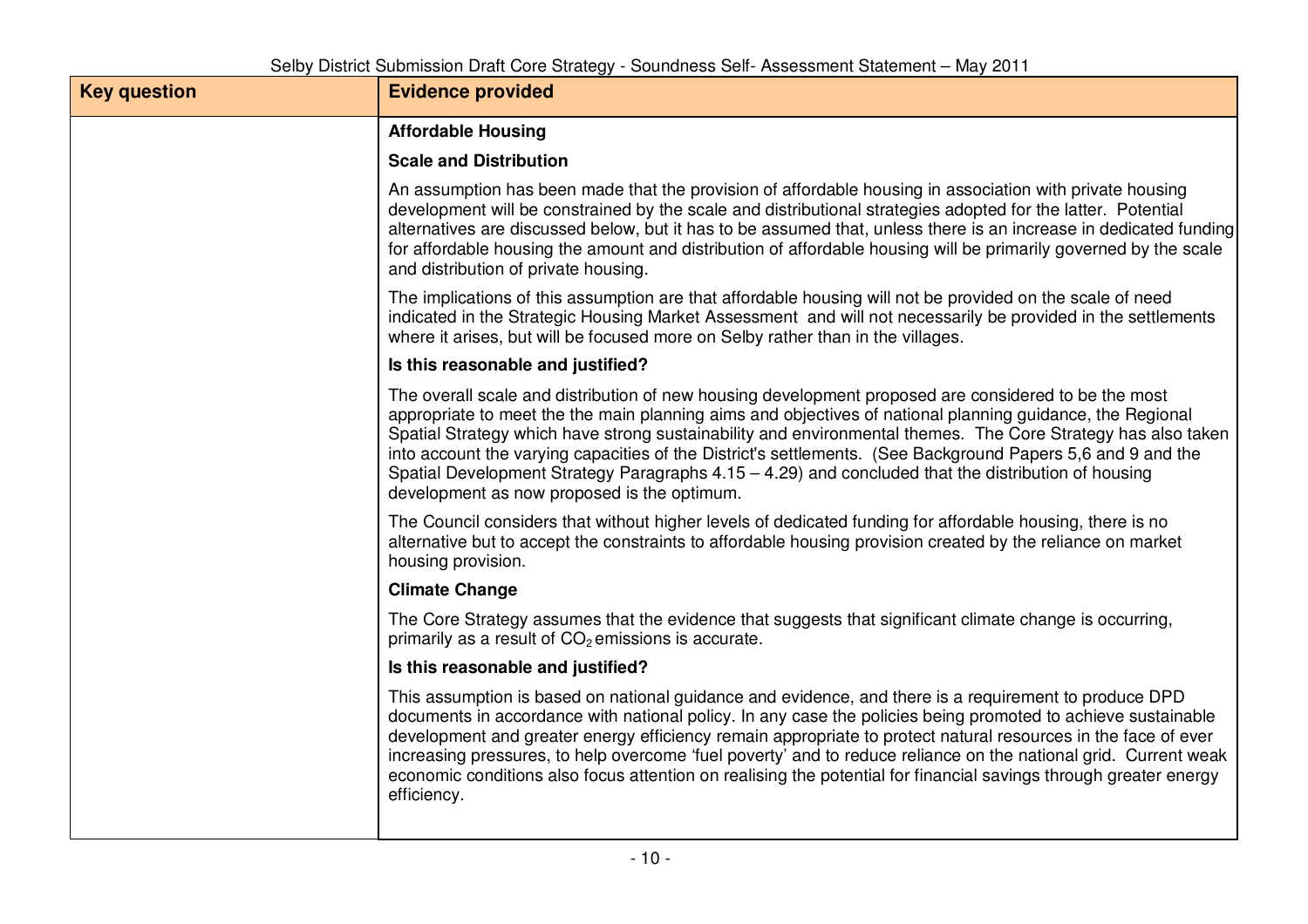| Key question | Evidence provided |
|---|---|
| | **Affordable Housing**<br><br>**Scale and Distribution**<br><br>An assumption has been made that the provision of affordable housing in association with private housing development will be constrained by the scale and distributional strategies adopted for the latter. Potential alternatives are discussed below, but it has to be assumed that, unless there is an increase in dedicated funding for affordable housing the amount and distribution of affordable housing will be primarily governed by the scale and distribution of private housing.<br><br>The implications of this assumption are that affordable housing will not be provided on the scale of need indicated in the Strategic Housing Market Assessment and will not necessarily be provided in the settlements where it arises, but will be focused more on Selby rather than in the villages.<br><br>**Is this reasonable and justified?**<br><br>The overall scale and distribution of new housing development proposed are considered to be the most appropriate to meet the the main planning aims and objectives of national planning guidance, the Regional Spatial Strategy which have strong sustainability and environmental themes. The Core Strategy has also taken into account the varying capacities of the District's settlements. (See Background Papers 5,6 and 9 and the Spatial Development Strategy Paragraphs 4.15 – 4.29) and concluded that the distribution of housing development as now proposed is the optimum.<br><br>The Council considers that without higher levels of dedicated funding for affordable housing, there is no alternative but to accept the constraints to affordable housing provision created by the reliance on market housing provision.<br><br>**Climate Change**<br><br>The Core Strategy assumes that the evidence that suggests that significant climate change is occurring, primarily as a result of $CO_2$ emissions is accurate.<br><br>**Is this reasonable and justified?**<br><br>This assumption is based on national guidance and evidence, and there is a requirement to produce DPD documents in accordance with national policy. In any case the policies being promoted to achieve sustainable development and greater energy efficiency remain appropriate to protect natural resources in the face of ever increasing pressures, to help overcome 'fuel poverty' and to reduce reliance on the national grid. Current weak economic conditions also focus attention on realising the potential for financial savings through greater energy efficiency. |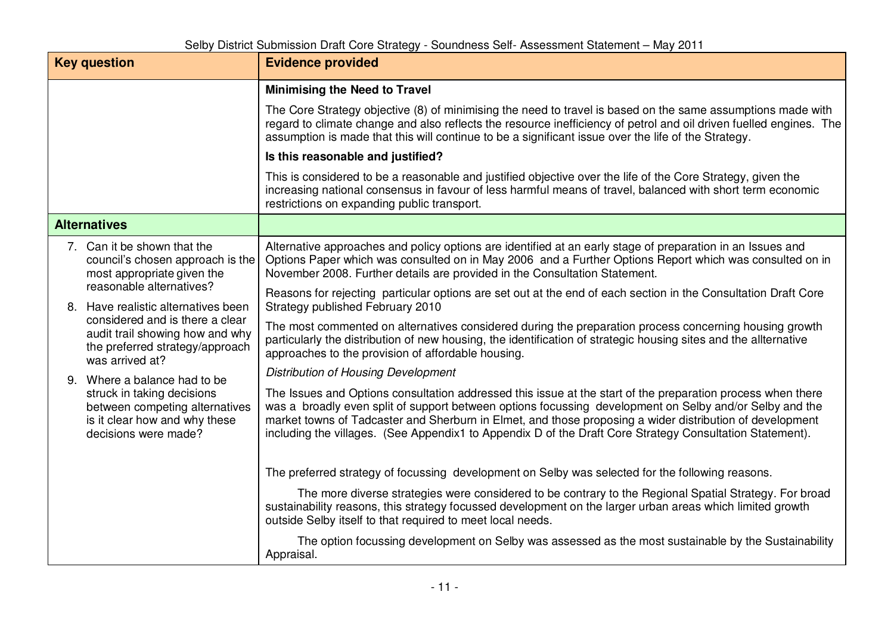| Key question | Evidence provided |
|---|---|
| | **Minimising the Need to Travel**<br><br>The Core Strategy objective (8) of minimising the need to travel is based on the same assumptions made with regard to climate change and also reflects the resource inefficiency of petrol and oil driven fuelled engines. The assumption is made that this will continue to be a significant issue over the life of the Strategy.<br><br>**Is this reasonable and justified?**<br><br>This is considered to be a reasonable and justified objective over the life of the Core Strategy, given the increasing national consensus in favour of less harmful means of travel, balanced with short term economic restrictions on expanding public transport. |
| **Alternatives** | |
| 7. Can it be shown that the council's chosen approach is the most appropriate given the reasonable alternatives?<br><br>8. Have realistic alternatives been considered and is there a clear audit trail showing how and why the preferred strategy/approach was arrived at?<br><br>9. Where a balance had to be struck in taking decisions between competing alternatives is it clear how and why these decisions were made? | Alternative approaches and policy options are identified at an early stage of preparation in an Issues and Options Paper which was consulted on in May 2006 and a Further Options Report which was consulted on in November 2008. Further details are provided in the Consultation Statement.<br><br>Reasons for rejecting particular options are set out at the end of each section in the Consultation Draft Core Strategy published February 2010<br><br>The most commented on alternatives considered during the preparation process concerning housing growth particularly the distribution of new housing, the identification of strategic housing sites and the allternative approaches to the provision of affordable housing.<br><br>*Distribution of Housing Development*<br><br>The Issues and Options consultation addressed this issue at the start of the preparation process when there was a broadly even split of support between options focussing development on Selby and/or Selby and the market towns of Tadcaster and Sherburn in Elmet, and those proposing a wider distribution of development including the villages. (See Appendix1 to Appendix D of the Draft Core Strategy Consultation Statement).<br><br>The preferred strategy of focussing development on Selby was selected for the following reasons.<br><br>The more diverse strategies were considered to be contrary to the Regional Spatial Strategy. For broad sustainability reasons, this strategy focussed development on the larger urban areas which limited growth outside Selby itself to that required to meet local needs.<br><br>The option focussing development on Selby was assessed as the most sustainable by the Sustainability Appraisal. |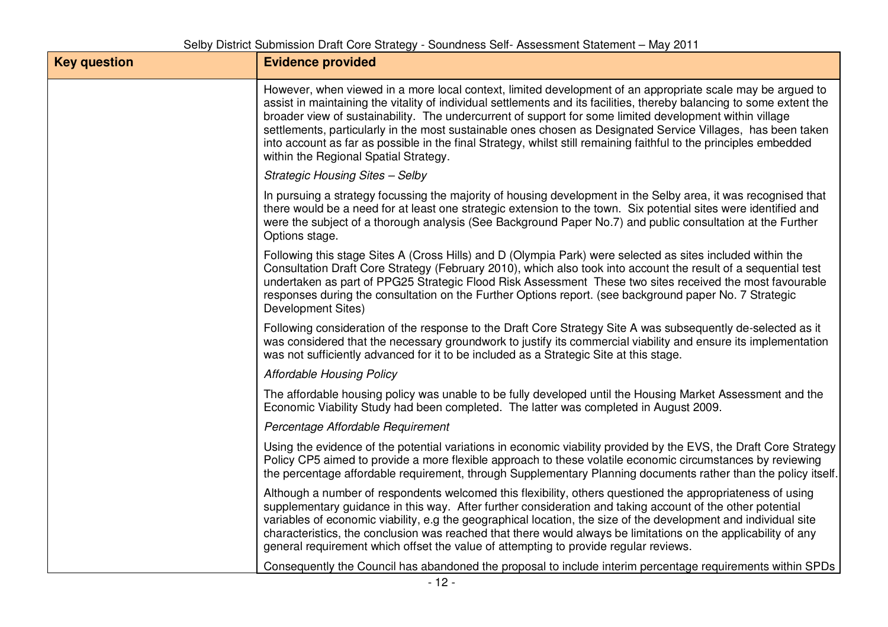| Key question | Evidence provided |
| --- | --- |
| | However, when viewed in a more local context, limited development of an appropriate scale may be argued to assist in maintaining the vitality of individual settlements and its facilities, thereby balancing to some extent the broader view of sustainability. The undercurrent of support for some limited development within village settlements, particularly in the most sustainable ones chosen as Designated Service Villages, has been taken into account as far as possible in the final Strategy, whilst still remaining faithful to the principles embedded within the Regional Spatial Strategy.<br><br>*Strategic Housing Sites – Selby*<br><br>In pursuing a strategy focussing the majority of housing development in the Selby area, it was recognised that there would be a need for at least one strategic extension to the town. Six potential sites were identified and were the subject of a thorough analysis (See Background Paper No.7) and public consultation at the Further Options stage.<br><br>Following this stage Sites A (Cross Hills) and D (Olympia Park) were selected as sites included within the Consultation Draft Core Strategy (February 2010), which also took into account the result of a sequential test undertaken as part of PPG25 Strategic Flood Risk Assessment These two sites received the most favourable responses during the consultation on the Further Options report. (see background paper No. 7 Strategic Development Sites)<br><br>Following consideration of the response to the Draft Core Strategy Site A was subsequently de-selected as it was considered that the necessary groundwork to justify its commercial viability and ensure its implementation was not sufficiently advanced for it to be included as a Strategic Site at this stage.<br><br>*Affordable Housing Policy*<br><br>The affordable housing policy was unable to be fully developed until the Housing Market Assessment and the Economic Viability Study had been completed. The latter was completed in August 2009.<br><br>*Percentage Affordable Requirement*<br><br>Using the evidence of the potential variations in economic viability provided by the EVS, the Draft Core Strategy Policy CP5 aimed to provide a more flexible approach to these volatile economic circumstances by reviewing the percentage affordable requirement, through Supplementary Planning documents rather than the policy itself.<br><br>Although a number of respondents welcomed this flexibility, others questioned the appropriateness of using supplementary guidance in this way. After further consideration and taking account of the other potential variables of economic viability, e.g the geographical location, the size of the development and individual site characteristics, the conclusion was reached that there would always be limitations on the applicability of any general requirement which offset the value of attempting to provide regular reviews.<br><br>Consequently the Council has abandoned the proposal to include interim percentage requirements within SPDs |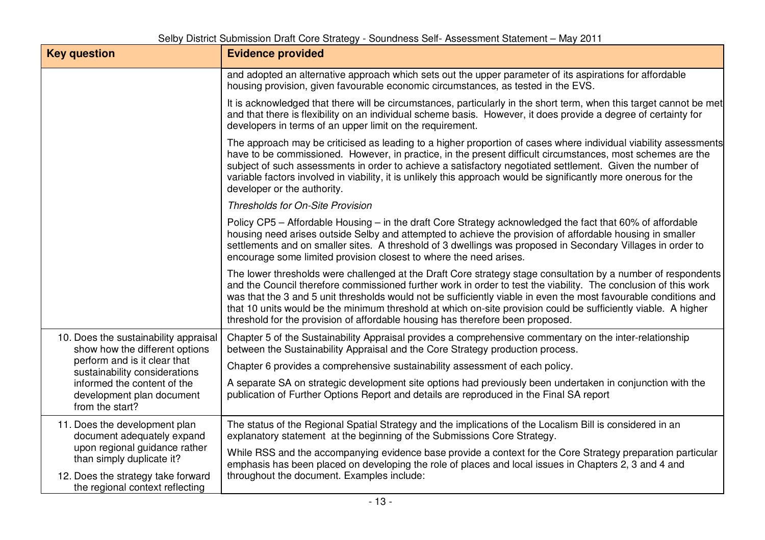| Key question | Evidence provided |
|---|---|
| | and adopted an alternative approach which sets out the upper parameter of its aspirations for affordable housing provision, given favourable economic circumstances, as tested in the EVS.<br><br>It is acknowledged that there will be circumstances, particularly in the short term, when this target cannot be met and that there is flexibility on an individual scheme basis. However, it does provide a degree of certainty for developers in terms of an upper limit on the requirement.<br><br>The approach may be criticised as leading to a higher proportion of cases where individual viability assessments have to be commissioned. However, in practice, in the present difficult circumstances, most schemes are the subject of such assessments in order to achieve a satisfactory negotiated settlement. Given the number of variable factors involved in viability, it is unlikely this approach would be significantly more onerous for the developer or the authority.<br><br>*Thresholds for On-Site Provision*<br><br>Policy CP5 – Affordable Housing – in the draft Core Strategy acknowledged the fact that 60% of affordable housing need arises outside Selby and attempted to achieve the provision of affordable housing in smaller settlements and on smaller sites. A threshold of 3 dwellings was proposed in Secondary Villages in order to encourage some limited provision closest to where the need arises.<br><br>The lower thresholds were challenged at the Draft Core strategy stage consultation by a number of respondents and the Council therefore commissioned further work in order to test the viability. The conclusion of this work was that the 3 and 5 unit thresholds would not be sufficiently viable in even the most favourable conditions and that 10 units would be the minimum threshold at which on-site provision could be sufficiently viable. A higher threshold for the provision of affordable housing has therefore been proposed. |
| 10. Does the sustainability appraisal show how the different options perform and is it clear that sustainability considerations informed the content of the development plan document from the start? | Chapter 5 of the Sustainability Appraisal provides a comprehensive commentary on the inter-relationship between the Sustainability Appraisal and the Core Strategy production process.<br><br>Chapter 6 provides a comprehensive sustainability assessment of each policy.<br><br>A separate SA on strategic development site options had previously been undertaken in conjunction with the publication of Further Options Report and details are reproduced in the Final SA report |
| 11. Does the development plan document adequately expand upon regional guidance rather than simply duplicate it?<br><br>12. Does the strategy take forward the regional context reflecting | The status of the Regional Spatial Strategy and the implications of the Localism Bill is considered in an explanatory statement at the beginning of the Submissions Core Strategy.<br><br>While RSS and the accompanying evidence base provide a context for the Core Strategy preparation particular emphasis has been placed on developing the role of places and local issues in Chapters 2, 3 and 4 and throughout the document. Examples include: |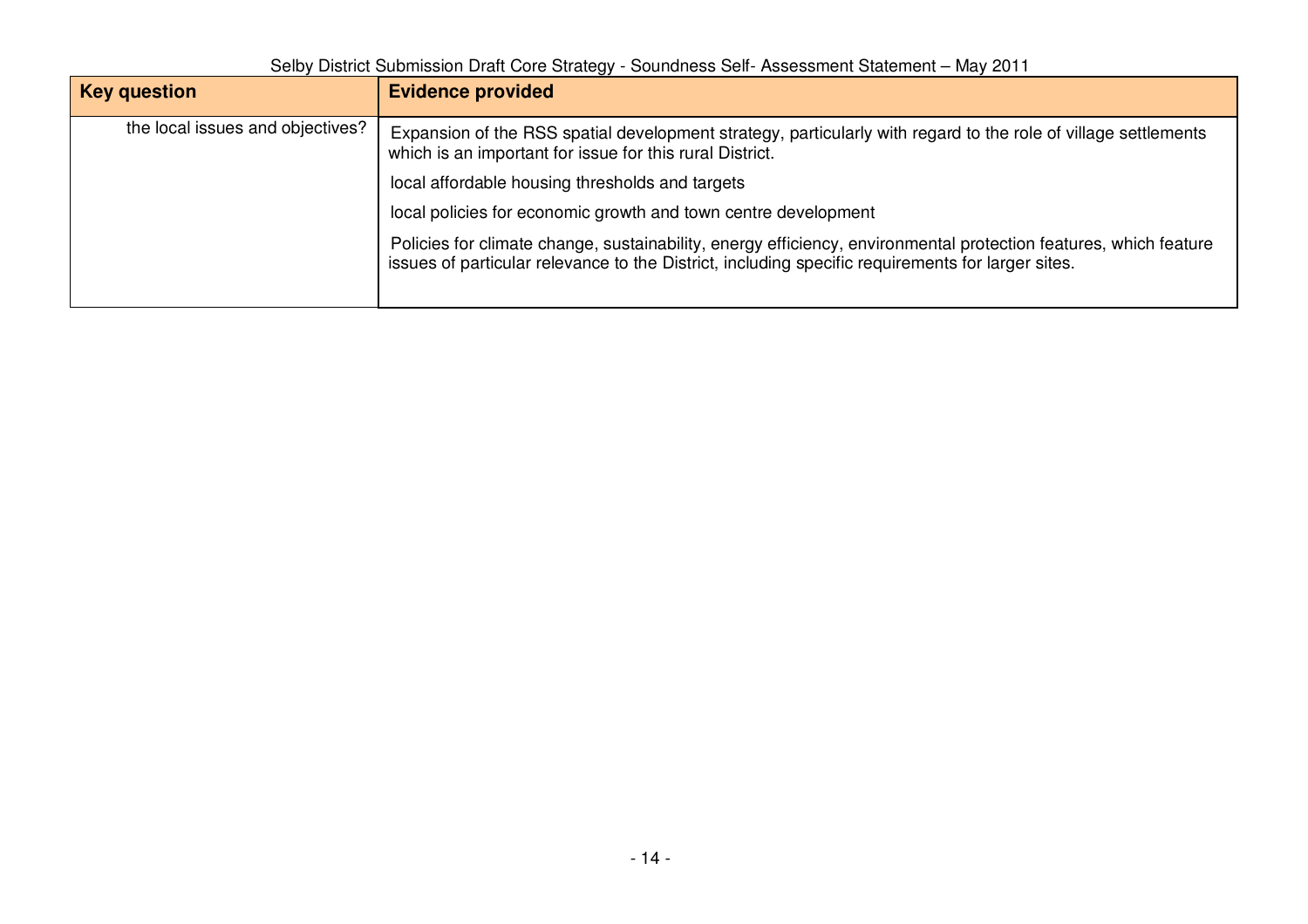| Key question | Evidence provided |
| --- | --- |
| the local issues and objectives? | Expansion of the RSS spatial development strategy, particularly with regard to the role of village settlements which is an important for issue for this rural District.<br><br>local affordable housing thresholds and targets<br><br>local policies for economic growth and town centre development<br><br>Policies for climate change, sustainability, energy efficiency, environmental protection features, which feature issues of particular relevance to the District, including specific requirements for larger sites. |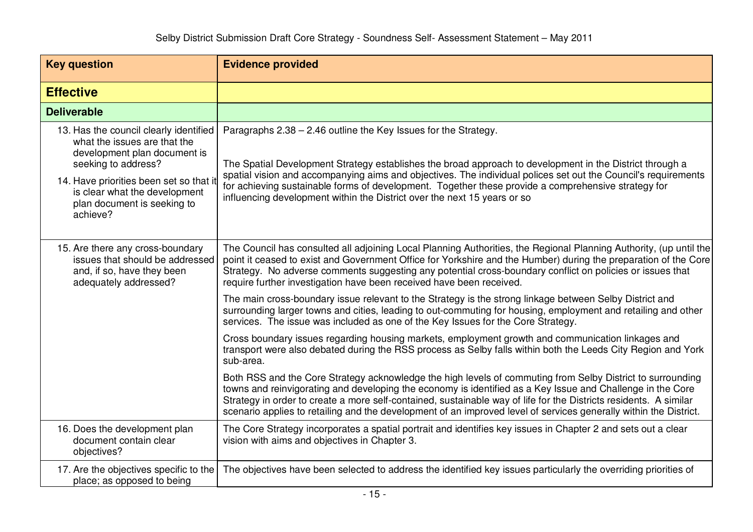| Key question | Evidence provided |
|---|---|
| **Effective** | |
| **Deliverable** | |
| 13. Has the council clearly identified what the issues are that the development plan document is seeking to address?<br><br>14. Have priorities been set so that it is clear what the development plan document is seeking to achieve? | Paragraphs 2.38 – 2.46 outline the Key Issues for the Strategy.<br><br>The Spatial Development Strategy establishes the broad approach to development in the District through a spatial vision and accompanying aims and objectives. The individual polices set out the Council's requirements for achieving sustainable forms of development. Together these provide a comprehensive strategy for influencing development within the District over the next 15 years or so |
| 15. Are there any cross-boundary issues that should be addressed and, if so, have they been adequately addressed? | The Council has consulted all adjoining Local Planning Authorities, the Regional Planning Authority, (up until the point it ceased to exist and Government Office for Yorkshire and the Humber) during the preparation of the Core Strategy. No adverse comments suggesting any potential cross-boundary conflict on policies or issues that require further investigation have been received have been received.<br><br>The main cross-boundary issue relevant to the Strategy is the strong linkage between Selby District and surrounding larger towns and cities, leading to out-commuting for housing, employment and retailing and other services. The issue was included as one of the Key Issues for the Core Strategy.<br><br>Cross boundary issues regarding housing markets, employment growth and communication linkages and transport were also debated during the RSS process as Selby falls within both the Leeds City Region and York sub-area.<br><br>Both RSS and the Core Strategy acknowledge the high levels of commuting from Selby District to surrounding towns and reinvigorating and developing the economy is identified as a Key Issue and Challenge in the Core Strategy in order to create a more self-contained, sustainable way of life for the Districts residents. A similar scenario applies to retailing and the development of an improved level of services generally within the District. |
| 16. Does the development plan document contain clear objectives? | The Core Strategy incorporates a spatial portrait and identifies key issues in Chapter 2 and sets out a clear vision with aims and objectives in Chapter 3. |
| 17. Are the objectives specific to the place; as opposed to being | The objectives have been selected to address the identified key issues particularly the overriding priorities of |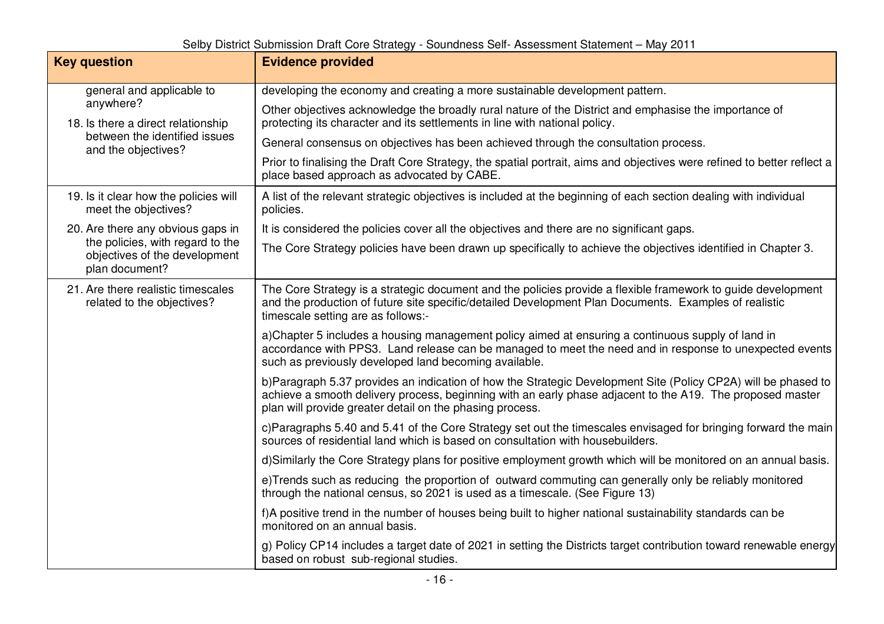| Key question | Evidence provided |
|---|---|
| general and applicable to anywhere?<br><br>18. Is there a direct relationship between the identified issues and the objectives? | developing the economy and creating a more sustainable development pattern.<br><br>Other objectives acknowledge the broadly rural nature of the District and emphasise the importance of protecting its character and its settlements in line with national policy.<br><br>General consensus on objectives has been achieved through the consultation process.<br><br>Prior to finalising the Draft Core Strategy, the spatial portrait, aims and objectives were refined to better reflect a place based approach as advocated by CABE. |
| 19. Is it clear how the policies will meet the objectives?<br><br>20. Are there any obvious gaps in the policies, with regard to the objectives of the development plan document? | A list of the relevant strategic objectives is included at the beginning of each section dealing with individual policies.<br><br>It is considered the policies cover all the objectives and there are no significant gaps.<br><br>The Core Strategy policies have been drawn up specifically to achieve the objectives identified in Chapter 3. |
| 21. Are there realistic timescales related to the objectives? | The Core Strategy is a strategic document and the policies provide a flexible framework to guide development and the production of future site specific/detailed Development Plan Documents. Examples of realistic timescale setting are as follows:-<br><br>a)Chapter 5 includes a housing management policy aimed at ensuring a continuous supply of land in accordance with PPS3. Land release can be managed to meet the need and in response to unexpected events such as previously developed land becoming available.<br><br>b)Paragraph 5.37 provides an indication of how the Strategic Development Site (Policy CP2A) will be phased to achieve a smooth delivery process, beginning with an early phase adjacent to the A19. The proposed master plan will provide greater detail on the phasing process.<br><br>c)Paragraphs 5.40 and 5.41 of the Core Strategy set out the timescales envisaged for bringing forward the main sources of residential land which is based on consultation with housebuilders.<br><br>d)Similarly the Core Strategy plans for positive employment growth which will be monitored on an annual basis.<br><br>e)Trends such as reducing the proportion of outward commuting can generally only be reliably monitored through the national census, so 2021 is used as a timescale. (See Figure 13)<br><br>f)A positive trend in the number of houses being built to higher national sustainability standards can be monitored on an annual basis.<br><br>g) Policy CP14 includes a target date of 2021 in setting the Districts target contribution toward renewable energy based on robust sub-regional studies. |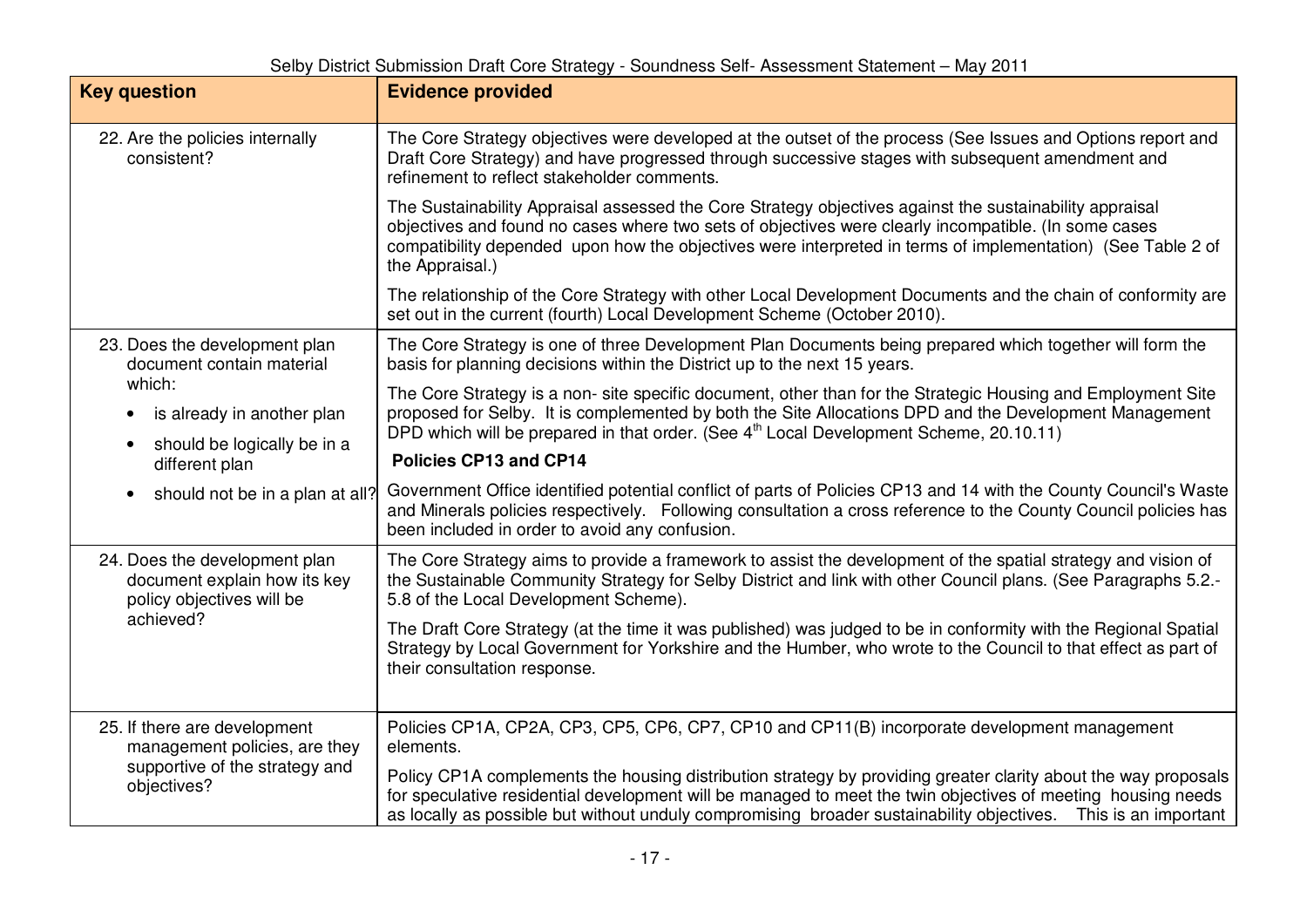| Key question | Evidence provided |
| --- | --- |
| 22. Are the policies internally consistent? | The Core Strategy objectives were developed at the outset of the process (See Issues and Options report and Draft Core Strategy) and have progressed through successive stages with subsequent amendment and refinement to reflect stakeholder comments.<br><br>The Sustainability Appraisal assessed the Core Strategy objectives against the sustainability appraisal objectives and found no cases where two sets of objectives were clearly incompatible. (In some cases compatibility depended upon how the objectives were interpreted in terms of implementation) (See Table 2 of the Appraisal.)<br><br>The relationship of the Core Strategy with other Local Development Documents and the chain of conformity are set out in the current (fourth) Local Development Scheme (October 2010). |
| 23. Does the development plan document contain material which:<br>• is already in another plan<br>• should be logically be in a different plan<br>• should not be in a plan at all? | The Core Strategy is one of three Development Plan Documents being prepared which together will form the basis for planning decisions within the District up to the next 15 years.<br><br>The Core Strategy is a non- site specific document, other than for the Strategic Housing and Employment Site proposed for Selby. It is complemented by both the Site Allocations DPD and the Development Management DPD which will be prepared in that order. (See 4th Local Development Scheme, 20.10.11)<br><br>**Policies CP13 and CP14**<br><br>Government Office identified potential conflict of parts of Policies CP13 and 14 with the County Council's Waste and Minerals policies respectively. Following consultation a cross reference to the County Council policies has been included in order to avoid any confusion. |
| 24. Does the development plan document explain how its key policy objectives will be achieved? | The Core Strategy aims to provide a framework to assist the development of the spatial strategy and vision of the Sustainable Community Strategy for Selby District and link with other Council plans. (See Paragraphs 5.2.-5.8 of the Local Development Scheme).<br><br>The Draft Core Strategy (at the time it was published) was judged to be in conformity with the Regional Spatial Strategy by Local Government for Yorkshire and the Humber, who wrote to the Council to that effect as part of their consultation response. |
| 25. If there are development management policies, are they supportive of the strategy and objectives? | Policies CP1A, CP2A, CP3, CP5, CP6, CP7, CP10 and CP11(B) incorporate development management elements.<br><br>Policy CP1A complements the housing distribution strategy by providing greater clarity about the way proposals for speculative residential development will be managed to meet the twin objectives of meeting housing needs as locally as possible but without unduly compromising broader sustainability objectives. This is an important |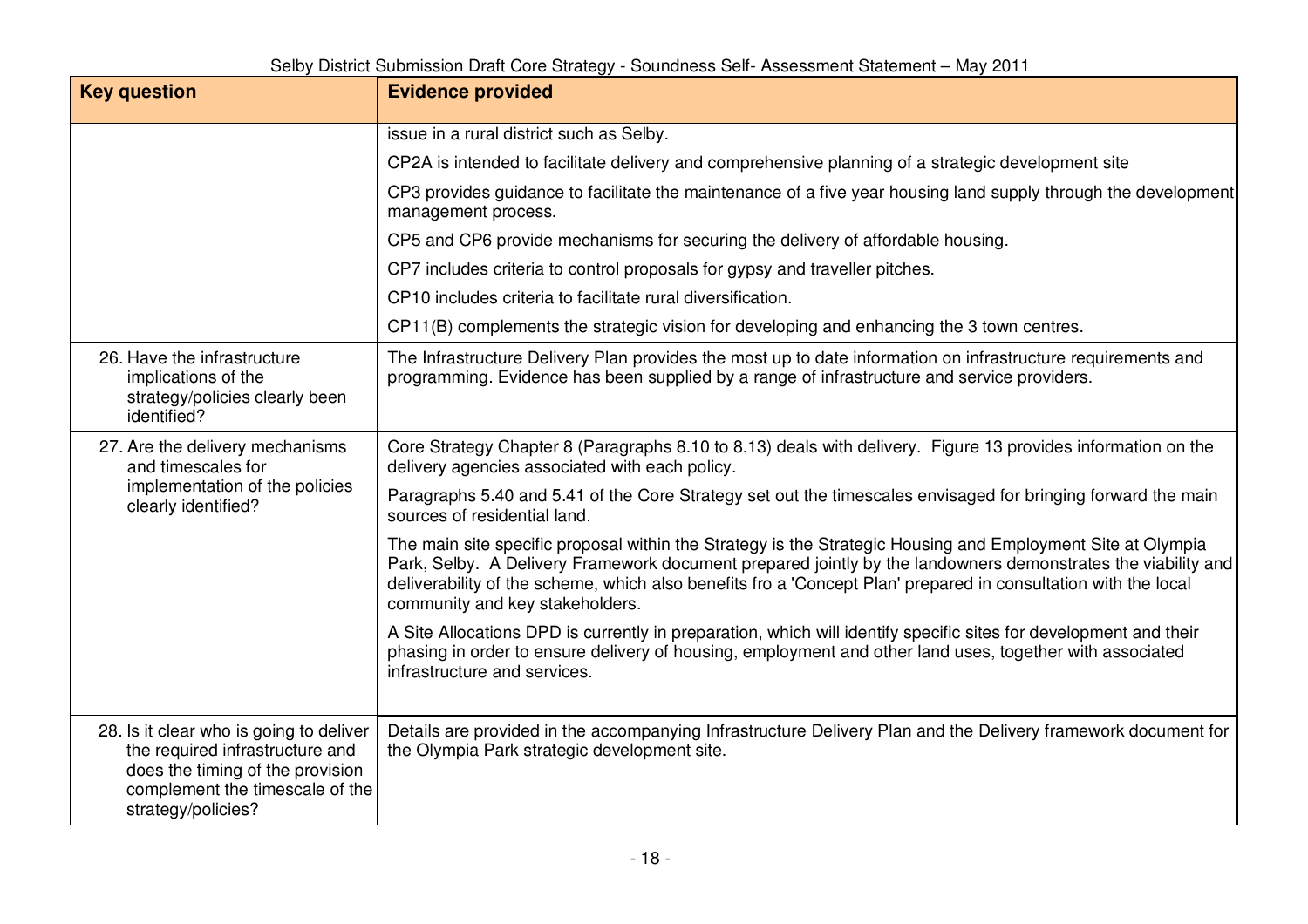| Key question | Evidence provided |
|---|---|
| | issue in a rural district such as Selby. |
| | CP2A is intended to facilitate delivery and comprehensive planning of a strategic development site |
| | CP3 provides guidance to facilitate the maintenance of a five year housing land supply through the development management process. |
| | CP5 and CP6 provide mechanisms for securing the delivery of affordable housing. |
| | CP7 includes criteria to control proposals for gypsy and traveller pitches. |
| | CP10 includes criteria to facilitate rural diversification. |
| | CP11(B) complements the strategic vision for developing and enhancing the 3 town centres. |
| 26. Have the infrastructure implications of the strategy/policies clearly been identified? | The Infrastructure Delivery Plan provides the most up to date information on infrastructure requirements and programming. Evidence has been supplied by a range of infrastructure and service providers. |
| 27. Are the delivery mechanisms and timescales for implementation of the policies clearly identified? | Core Strategy Chapter 8 (Paragraphs 8.10 to 8.13) deals with delivery. Figure 13 provides information on the delivery agencies associated with each policy. |
| | Paragraphs 5.40 and 5.41 of the Core Strategy set out the timescales envisaged for bringing forward the main sources of residential land. |
| | The main site specific proposal within the Strategy is the Strategic Housing and Employment Site at Olympia Park, Selby. A Delivery Framework document prepared jointly by the landowners demonstrates the viability and deliverability of the scheme, which also benefits fro a 'Concept Plan' prepared in consultation with the local community and key stakeholders. |
| | A Site Allocations DPD is currently in preparation, which will identify specific sites for development and their phasing in order to ensure delivery of housing, employment and other land uses, together with associated infrastructure and services. |
| 28. Is it clear who is going to deliver the required infrastructure and does the timing of the provision complement the timescale of the strategy/policies? | Details are provided in the accompanying Infrastructure Delivery Plan and the Delivery framework document for the Olympia Park strategic development site. |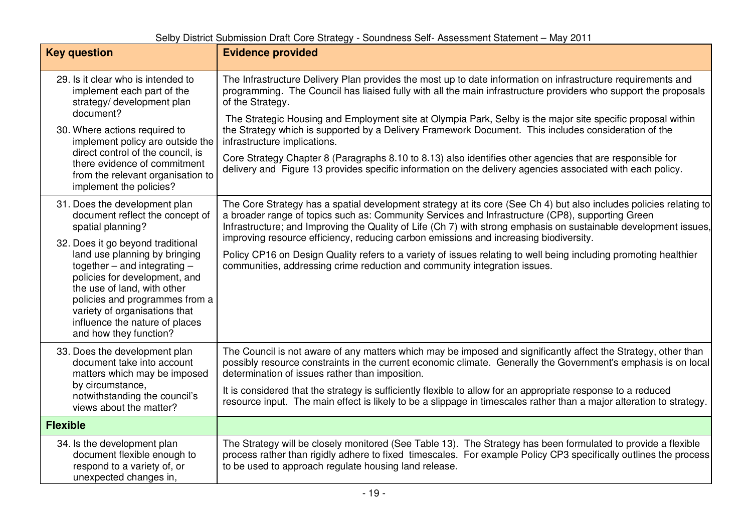| Key question | Evidence provided |
|---|---|
| 29. Is it clear who is intended to implement each part of the strategy/ development plan document?<br><br>30. Where actions required to implement policy are outside the direct control of the council, is there evidence of commitment from the relevant organisation to implement the policies? | The Infrastructure Delivery Plan provides the most up to date information on infrastructure requirements and programming. The Council has liaised fully with all the main infrastructure providers who support the proposals of the Strategy.<br><br>The Strategic Housing and Employment site at Olympia Park, Selby is the major site specific proposal within the Strategy which is supported by a Delivery Framework Document. This includes consideration of the infrastructure implications.<br><br>Core Strategy Chapter 8 (Paragraphs 8.10 to 8.13) also identifies other agencies that are responsible for delivery and Figure 13 provides specific information on the delivery agencies associated with each policy. |
| 31. Does the development plan document reflect the concept of spatial planning?<br><br>32. Does it go beyond traditional land use planning by bringing together – and integrating – policies for development, and the use of land, with other policies and programmes from a variety of organisations that influence the nature of places and how they function? | The Core Strategy has a spatial development strategy at its core (See Ch 4) but also includes policies relating to a broader range of topics such as: Community Services and Infrastructure (CP8), supporting Green Infrastructure; and Improving the Quality of Life (Ch 7) with strong emphasis on sustainable development issues, improving resource efficiency, reducing carbon emissions and increasing biodiversity.<br><br>Policy CP16 on Design Quality refers to a variety of issues relating to well being including promoting healthier communities, addressing crime reduction and community integration issues. |
| 33. Does the development plan document take into account matters which may be imposed by circumstance, notwithstanding the council's views about the matter? | The Council is not aware of any matters which may be imposed and significantly affect the Strategy, other than possibly resource constraints in the current economic climate. Generally the Government's emphasis is on local determination of issues rather than imposition.<br><br>It is considered that the strategy is sufficiently flexible to allow for an appropriate response to a reduced resource input. The main effect is likely to be a slippage in timescales rather than a major alteration to strategy. |
| **Flexible** | |
| 34. Is the development plan document flexible enough to respond to a variety of, or unexpected changes in, | The Strategy will be closely monitored (See Table 13). The Strategy has been formulated to provide a flexible process rather than rigidly adhere to fixed timescales. For example Policy CP3 specifically outlines the process to be used to approach regulate housing land release. |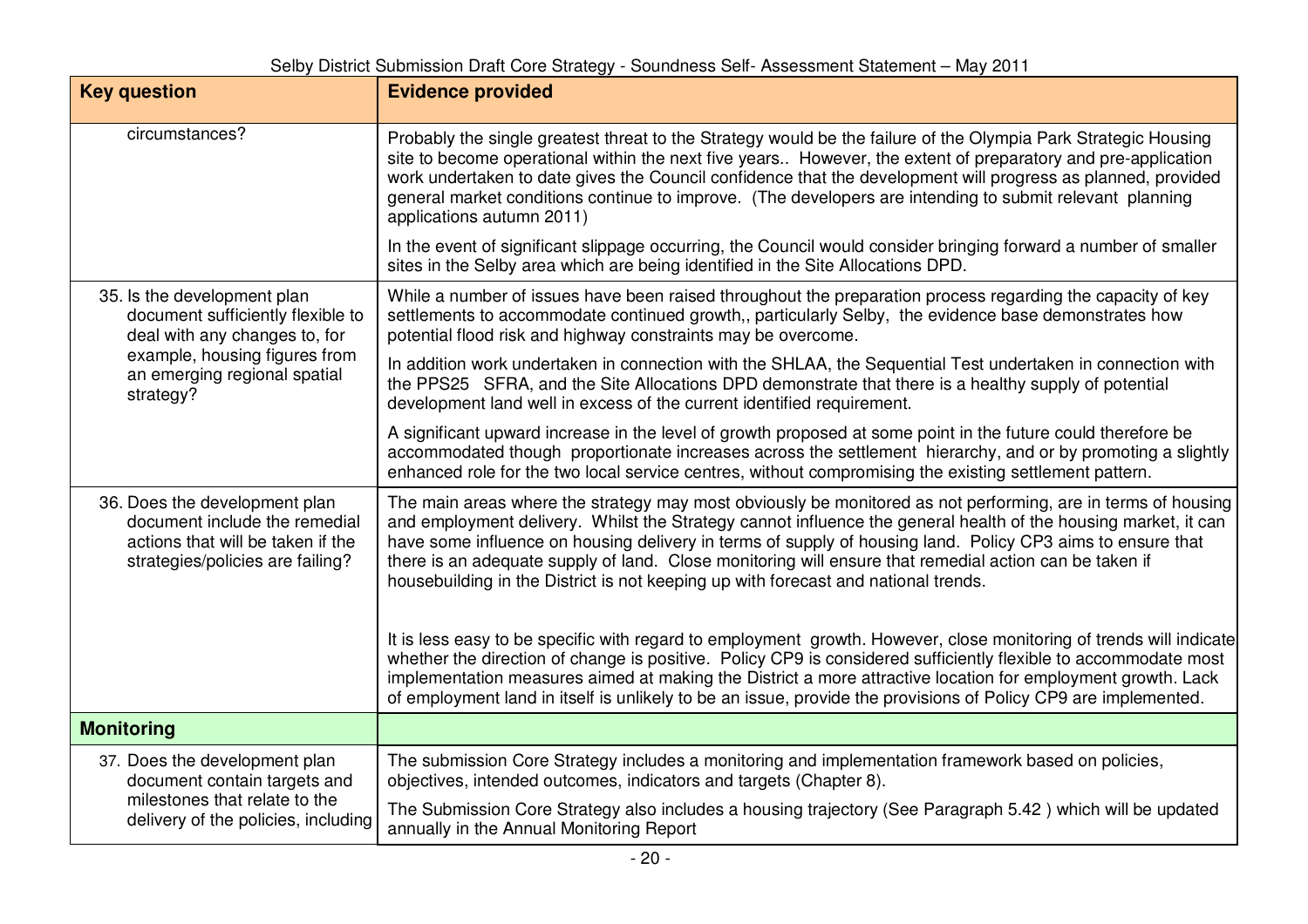| Key question | Evidence provided |
|---|---|
| circumstances? | Probably the single greatest threat to the Strategy would be the failure of the Olympia Park Strategic Housing site to become operational within the next five years.. However, the extent of preparatory and pre-application work undertaken to date gives the Council confidence that the development will progress as planned, provided general market conditions continue to improve. (The developers are intending to submit relevant planning applications autumn 2011)<br><br>In the event of significant slippage occurring, the Council would consider bringing forward a number of smaller sites in the Selby area which are being identified in the Site Allocations DPD. |
| 35. Is the development plan document sufficiently flexible to deal with any changes to, for example, housing figures from an emerging regional spatial strategy? | While a number of issues have been raised throughout the preparation process regarding the capacity of key settlements to accommodate continued growth,, particularly Selby, the evidence base demonstrates how potential flood risk and highway constraints may be overcome.<br><br>In addition work undertaken in connection with the SHLAA, the Sequential Test undertaken in connection with the PPS25 SFRA, and the Site Allocations DPD demonstrate that there is a healthy supply of potential development land well in excess of the current identified requirement.<br><br>A significant upward increase in the level of growth proposed at some point in the future could therefore be accommodated though proportionate increases across the settlement hierarchy, and or by promoting a slightly enhanced role for the two local service centres, without compromising the existing settlement pattern. |
| 36. Does the development plan document include the remedial actions that will be taken if the strategies/policies are failing? | The main areas where the strategy may most obviously be monitored as not performing, are in terms of housing and employment delivery. Whilst the Strategy cannot influence the general health of the housing market, it can have some influence on housing delivery in terms of supply of housing land. Policy CP3 aims to ensure that there is an adequate supply of land. Close monitoring will ensure that remedial action can be taken if housebuilding in the District is not keeping up with forecast and national trends.<br><br>It is less easy to be specific with regard to employment growth. However, close monitoring of trends will indicate whether the direction of change is positive. Policy CP9 is considered sufficiently flexible to accommodate most implementation measures aimed at making the District a more attractive location for employment growth. Lack of employment land in itself is unlikely to be an issue, provide the provisions of Policy CP9 are implemented. |
| **Monitoring** | |
| 37. Does the development plan document contain targets and milestones that relate to the delivery of the policies, including | The submission Core Strategy includes a monitoring and implementation framework based on policies, objectives, intended outcomes, indicators and targets (Chapter 8).<br><br>The Submission Core Strategy also includes a housing trajectory (See Paragraph 5.42 ) which will be updated annually in the Annual Monitoring Report |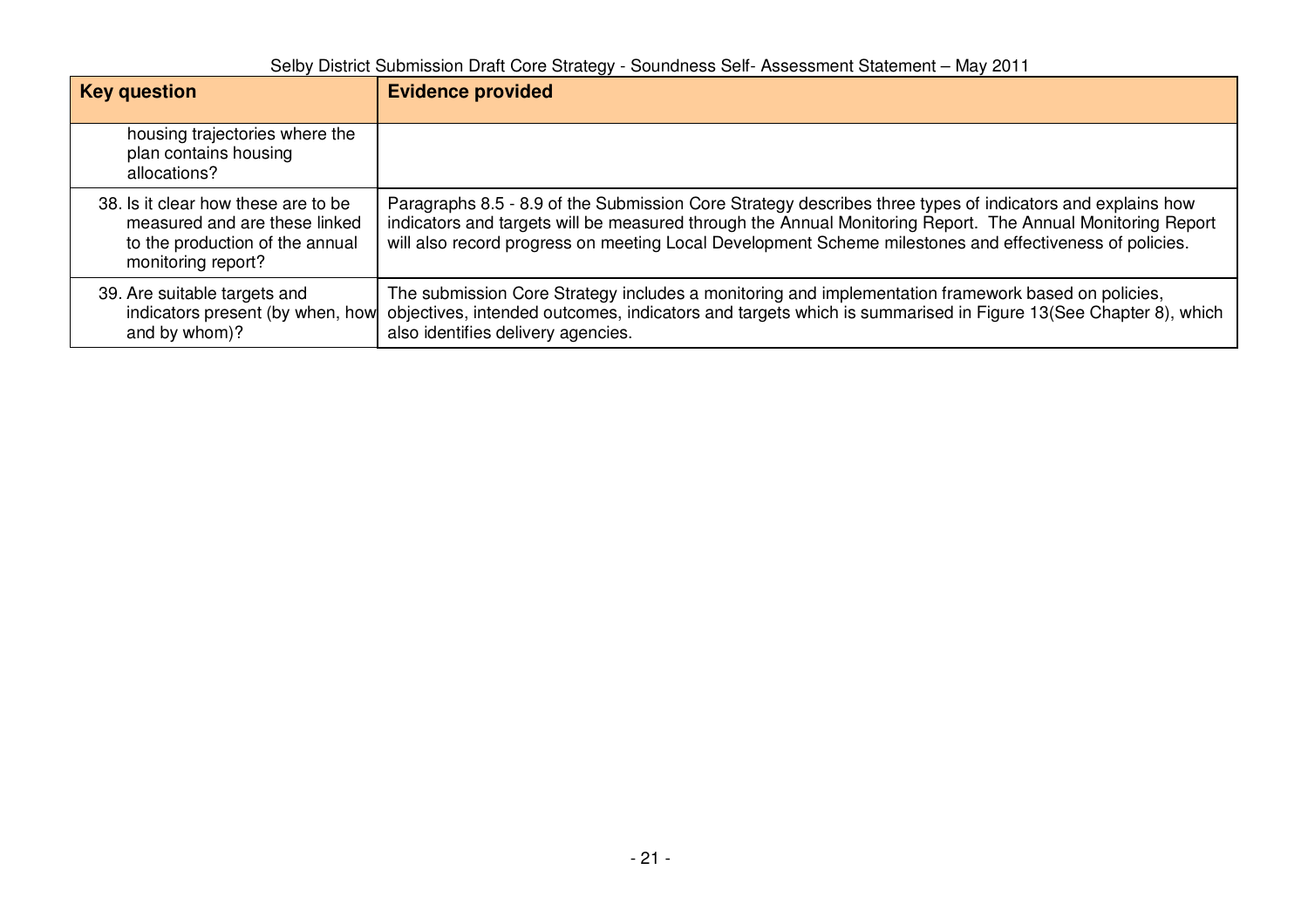| Key question | Evidence provided |
|---|---|
| housing trajectories where the plan contains housing allocations? | |
| 38. Is it clear how these are to be measured and are these linked to the production of the annual monitoring report? | Paragraphs 8.5 - 8.9 of the Submission Core Strategy describes three types of indicators and explains how indicators and targets will be measured through the Annual Monitoring Report. The Annual Monitoring Report will also record progress on meeting Local Development Scheme milestones and effectiveness of policies. |
| 39. Are suitable targets and indicators present (by when, how and by whom)? | The submission Core Strategy includes a monitoring and implementation framework based on policies, objectives, intended outcomes, indicators and targets which is summarised in Figure 13(See Chapter 8), which also identifies delivery agencies. |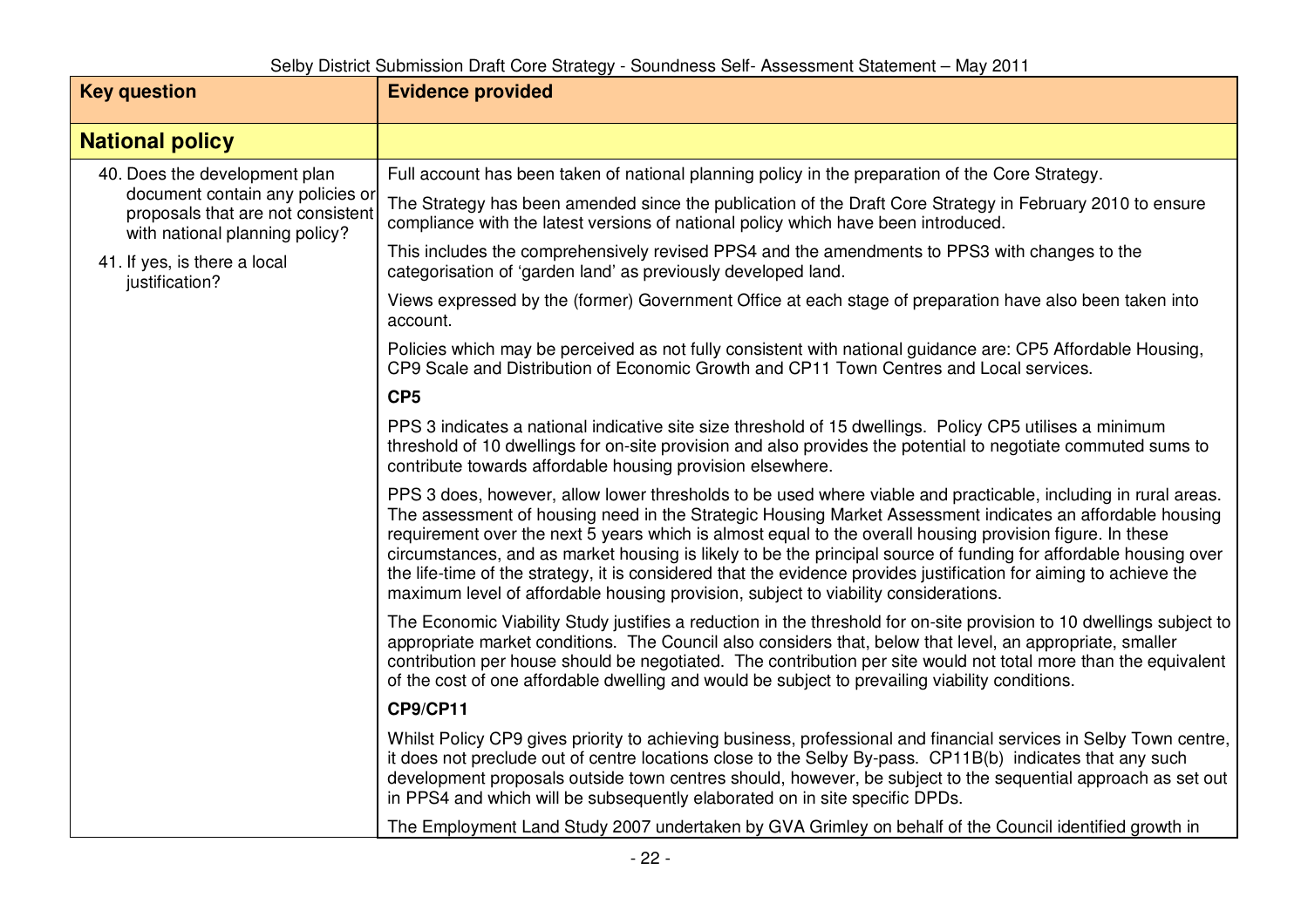| Key question | Evidence provided |
|---|---|
| **National policy** | |
| 40. Does the development plan document contain any policies or proposals that are not consistent with national planning policy?<br><br>41. If yes, is there a local justification? | Full account has been taken of national planning policy in the preparation of the Core Strategy.<br><br>The Strategy has been amended since the publication of the Draft Core Strategy in February 2010 to ensure compliance with the latest versions of national policy which have been introduced.<br><br>This includes the comprehensively revised PPS4 and the amendments to PPS3 with changes to the categorisation of 'garden land' as previously developed land.<br><br>Views expressed by the (former) Government Office at each stage of preparation have also been taken into account.<br><br>Policies which may be perceived as not fully consistent with national guidance are: CP5 Affordable Housing, CP9 Scale and Distribution of Economic Growth and CP11 Town Centres and Local services.<br><br>**CP5**<br><br>PPS 3 indicates a national indicative site size threshold of 15 dwellings. Policy CP5 utilises a minimum threshold of 10 dwellings for on-site provision and also provides the potential to negotiate commuted sums to contribute towards affordable housing provision elsewhere.<br><br>PPS 3 does, however, allow lower thresholds to be used where viable and practicable, including in rural areas. The assessment of housing need in the Strategic Housing Market Assessment indicates an affordable housing requirement over the next 5 years which is almost equal to the overall housing provision figure. In these circumstances, and as market housing is likely to be the principal source of funding for affordable housing over the life-time of the strategy, it is considered that the evidence provides justification for aiming to achieve the maximum level of affordable housing provision, subject to viability considerations.<br><br>The Economic Viability Study justifies a reduction in the threshold for on-site provision to 10 dwellings subject to appropriate market conditions. The Council also considers that, below that level, an appropriate, smaller contribution per house should be negotiated. The contribution per site would not total more than the equivalent of the cost of one affordable dwelling and would be subject to prevailing viability conditions.<br><br>**CP9/CP11**<br><br>Whilst Policy CP9 gives priority to achieving business, professional and financial services in Selby Town centre, it does not preclude out of centre locations close to the Selby By-pass. CP11B(b) indicates that any such development proposals outside town centres should, however, be subject to the sequential approach as set out in PPS4 and which will be subsequently elaborated on in site specific DPDs.<br><br>The Employment Land Study 2007 undertaken by GVA Grimley on behalf of the Council identified growth in |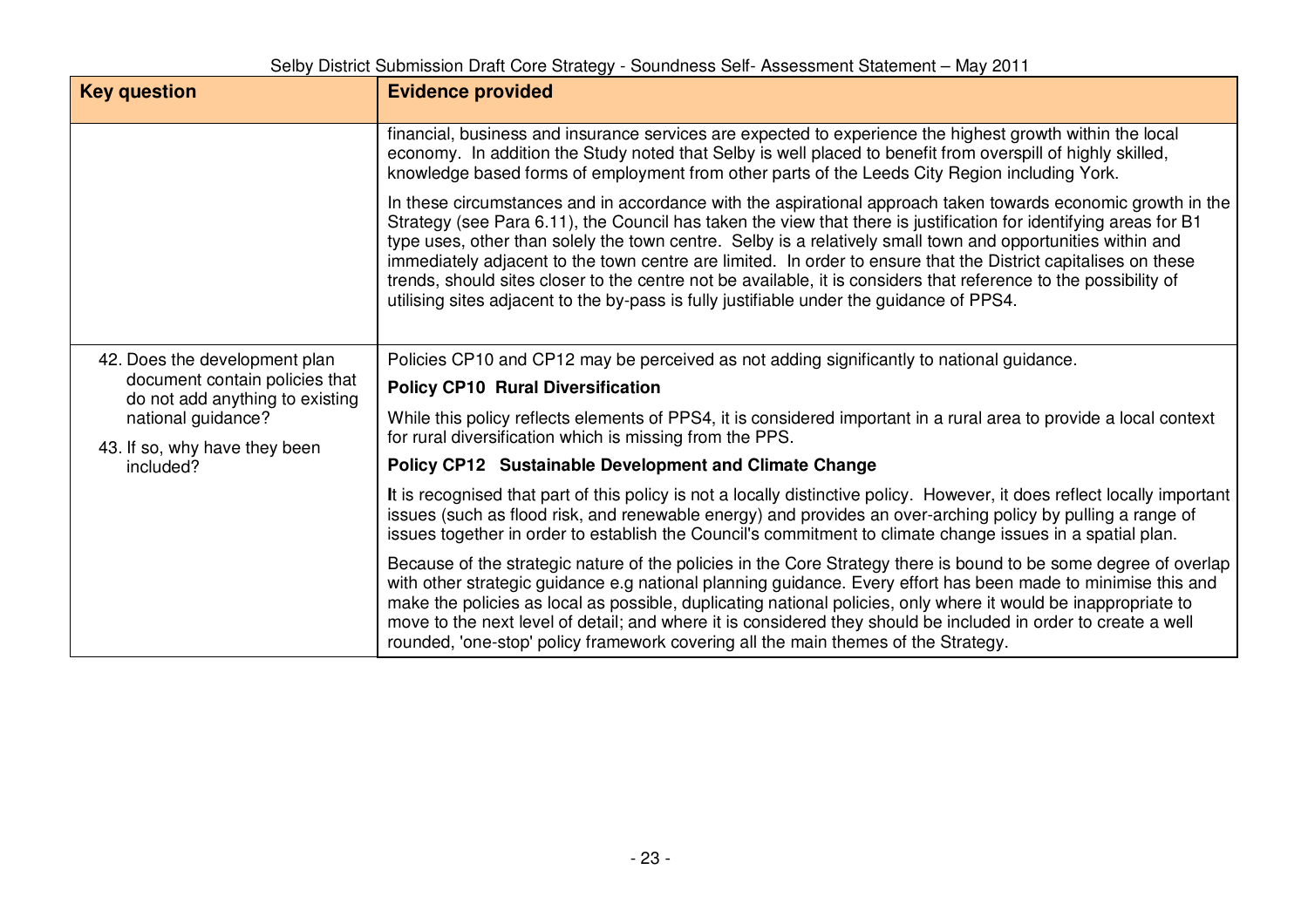| Key question | Evidence provided |
|---|---|
| | financial, business and insurance services are expected to experience the highest growth within the local economy. In addition the Study noted that Selby is well placed to benefit from overspill of highly skilled, knowledge based forms of employment from other parts of the Leeds City Region including York.<br><br>In these circumstances and in accordance with the aspirational approach taken towards economic growth in the Strategy (see Para 6.11), the Council has taken the view that there is justification for identifying areas for B1 type uses, other than solely the town centre. Selby is a relatively small town and opportunities within and immediately adjacent to the town centre are limited. In order to ensure that the District capitalises on these trends, should sites closer to the centre not be available, it is considers that reference to the possibility of utilising sites adjacent to the by-pass is fully justifiable under the guidance of PPS4. |
| 42. Does the development plan document contain policies that do not add anything to existing national guidance?<br><br>43. If so, why have they been included? | Policies CP10 and CP12 may be perceived as not adding significantly to national guidance.<br><br>**Policy CP10 Rural Diversification**<br><br>While this policy reflects elements of PPS4, it is considered important in a rural area to provide a local context for rural diversification which is missing from the PPS.<br><br>**Policy CP12 Sustainable Development and Climate Change**<br><br>It is recognised that part of this policy is not a locally distinctive policy. However, it does reflect locally important issues (such as flood risk, and renewable energy) and provides an over-arching policy by pulling a range of issues together in order to establish the Council's commitment to climate change issues in a spatial plan.<br><br>Because of the strategic nature of the policies in the Core Strategy there is bound to be some degree of overlap with other strategic guidance e.g national planning guidance. Every effort has been made to minimise this and make the policies as local as possible, duplicating national policies, only where it would be inappropriate to move to the next level of detail; and where it is considered they should be included in order to create a well rounded, 'one-stop' policy framework covering all the main themes of the Strategy. |